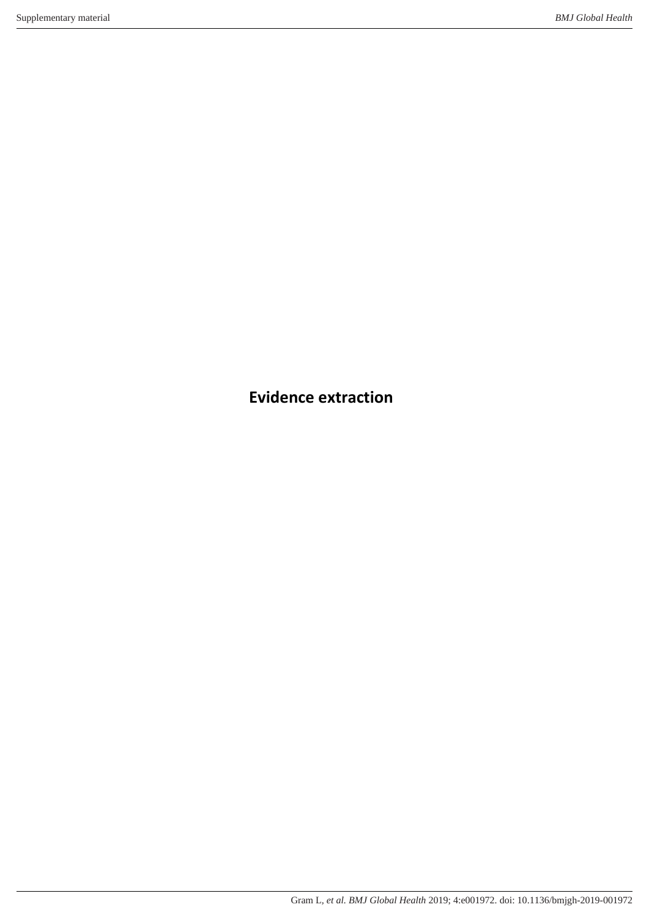# Evidence extraction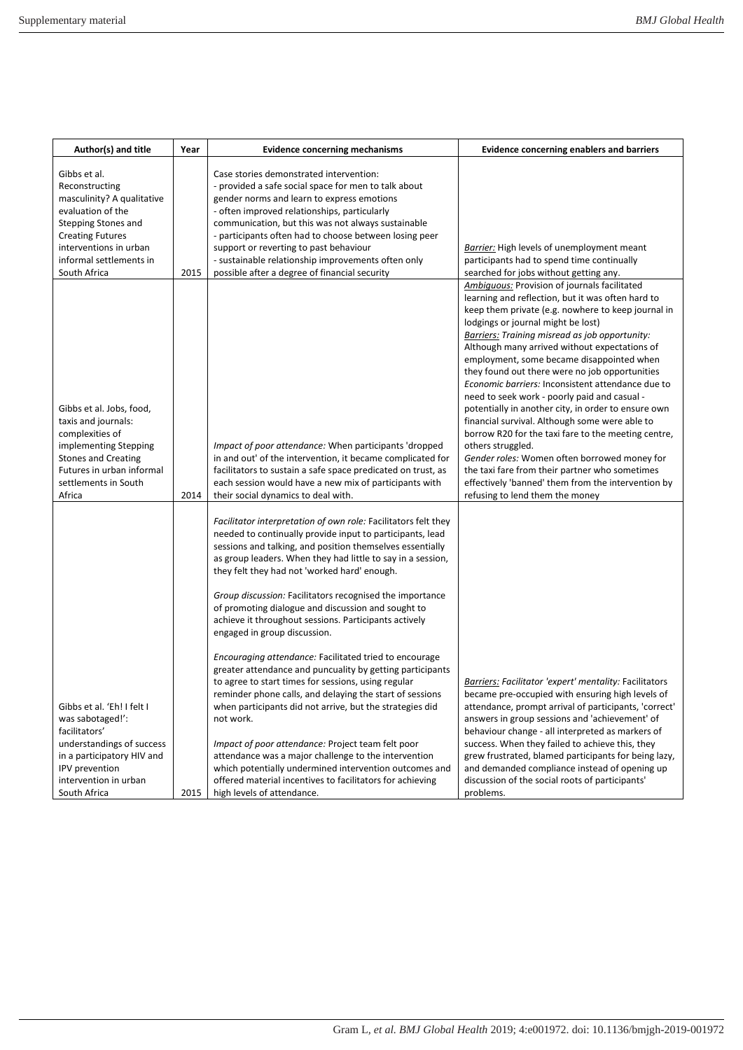| Author(s) and title | Year | Evidence concerning mechanisms | Evidence concerning enablers and barriers |
|---|---|---|---|
| Gibbs et al. Reconstructing masculinity? A qualitative evaluation of the Stepping Stones and Creating Futures interventions in urban informal settlements in South Africa | 2015 | Case stories demonstrated intervention:<br>- provided a safe social space for men to talk about gender norms and learn to express emotions<br>- often improved relationships, particularly communication, but this was not always sustainable<br>- participants often had to choose between losing peer support or reverting to past behaviour<br>- sustainable relationship improvements often only possible after a degree of financial security | ***Barrier:*** High levels of unemployment meant participants had to spend time continually searched for jobs without getting any. |
| Gibbs et al. Jobs, food, taxis and journals: complexities of implementing Stepping Stones and Creating Futures in urban informal settlements in South Africa | 2014 | *Impact of poor attendance:* When participants 'dropped in and out' of the intervention, it became complicated for facilitators to sustain a safe space predicated on trust, as each session would have a new mix of participants with their social dynamics to deal with. | ***Ambiguous:*** Provision of journals facilitated learning and reflection, but it was often hard to keep them private (e.g. nowhere to keep journal in lodgings or journal might be lost)<br>***Barriers:*** *Training misread as job opportunity:* Although many arrived without expectations of employment, some became disappointed when they found out there were no job opportunities<br>*Economic barriers:* Inconsistent attendance due to need to seek work - poorly paid and casual - potentially in another city, in order to ensure own financial survival. Although some were able to borrow R20 for the taxi fare to the meeting centre, others struggled.<br>*Gender roles:* Women often borrowed money for the taxi fare from their partner who sometimes effectively 'banned' them from the intervention by refusing to lend them the money |
| Gibbs et al. 'Eh! I felt I was sabotaged!': facilitators' understandings of success in a participatory HIV and IPV prevention intervention in urban South Africa | 2015 | *Facilitator interpretation of own role:* Facilitators felt they needed to continually provide input to participants, lead sessions and talking, and position themselves essentially as group leaders. When they had little to say in a session, they felt they had not 'worked hard' enough.<br><br>*Group discussion:* Facilitators recognised the importance of promoting dialogue and discussion and sought to achieve it throughout sessions. Participants actively engaged in group discussion.<br><br>*Encouraging attendance:* Facilitated tried to encourage greater attendance and puncuality by getting participants to agree to start times for sessions, using regular reminder phone calls, and delaying the start of sessions when participants did not arrive, but the strategies did not work.<br><br>*Impact of poor attendance:* Project team felt poor attendance was a major challenge to the intervention which potentially undermined intervention outcomes and offered material incentives to facilitators for achieving high levels of attendance. | ***Barriers:*** *Facilitator 'expert' mentality:* Facilitators became pre-occupied with ensuring high levels of attendance, prompt arrival of participants, 'correct' answers in group sessions and 'achievement' of behaviour change - all interpreted as markers of success. When they failed to achieve this, they grew frustrated, blamed participants for being lazy, and demanded compliance instead of opening up discussion of the social roots of participants' problems. |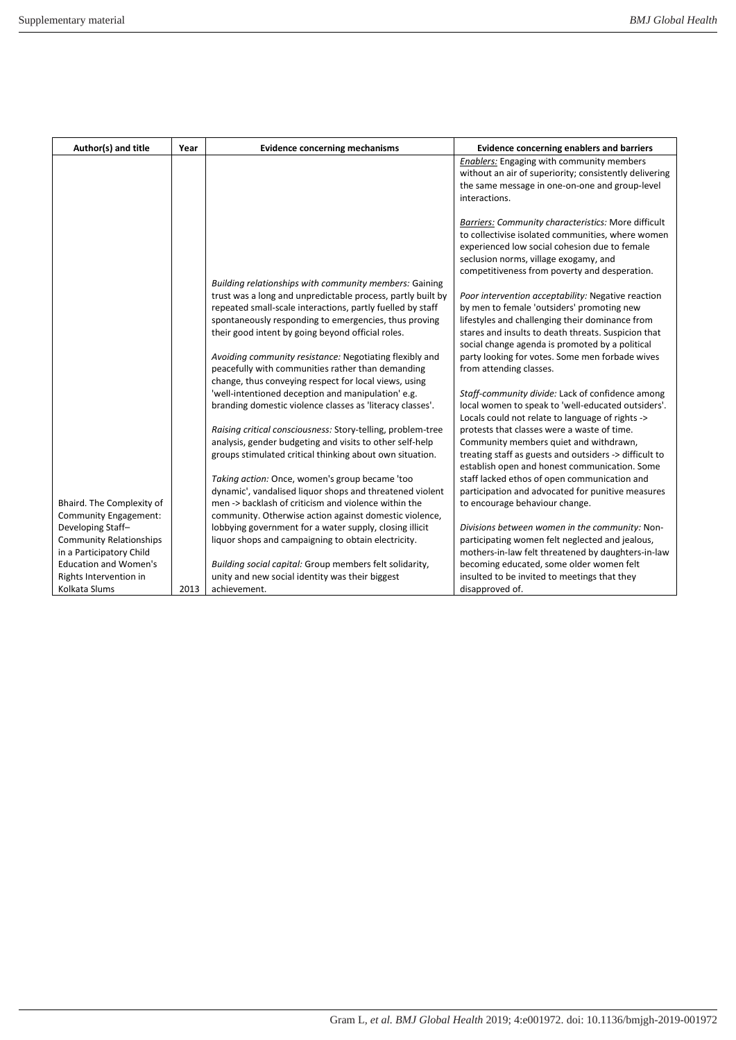| Author(s) and title | Year | Evidence concerning mechanisms | Evidence concerning enablers and barriers |
|---|---|---|---|
| Bhaird. The Complexity of Community Engagement: Developing Staff–Community Relationships in a Participatory Child Education and Women's Rights Intervention in Kolkata Slums | 2013 | *Building relationships with community members:* Gaining trust was a long and unpredictable process, partly built by repeated small-scale interactions, partly fuelled by staff spontaneously responding to emergencies, thus proving their good intent by going beyond official roles.<br><br>*Avoiding community resistance:* Negotiating flexibly and peacefully with communities rather than demanding change, thus conveying respect for local views, using 'well-intentioned deception and manipulation' e.g. branding domestic violence classes as 'literacy classes'.<br><br>*Raising critical consciousness:* Story-telling, problem-tree analysis, gender budgeting and visits to other self-help groups stimulated critical thinking about own situation.<br><br>*Taking action:* Once, women's group became 'too dynamic', vandalised liquor shops and threatened violent men -> backlash of criticism and violence within the community. Otherwise action against domestic violence, lobbying government for a water supply, closing illicit liquor shops and campaigning to obtain electricity.<br><br>*Building social capital:* Group members felt solidarity, unity and new social identity was their biggest achievement. | ***Enablers:*** Engaging with community members without an air of superiority; consistently delivering the same message in one-on-one and group-level interactions.<br><br>***Barriers:*** *Community characteristics:* More difficult to collectivise isolated communities, where women experienced low social cohesion due to female seclusion norms, village exogamy, and competitiveness from poverty and desperation.<br><br>*Poor intervention acceptability:* Negative reaction by men to female 'outsiders' promoting new lifestyles and challenging their dominance from stares and insults to death threats. Suspicion that social change agenda is promoted by a political party looking for votes. Some men forbade wives from attending classes.<br><br>*Staff-community divide:* Lack of confidence among local women to speak to 'well-educated outsiders'. Locals could not relate to language of rights -> protests that classes were a waste of time. Community members quiet and withdrawn, treating staff as guests and outsiders -> difficult to establish open and honest communication. Some staff lacked ethos of open communication and participation and advocated for punitive measures to encourage behaviour change.<br><br>*Divisions between women in the community:* Non-participating women felt neglected and jealous, mothers-in-law felt threatened by daughters-in-law becoming educated, some older women felt insulted to be invited to meetings that they disapproved of. |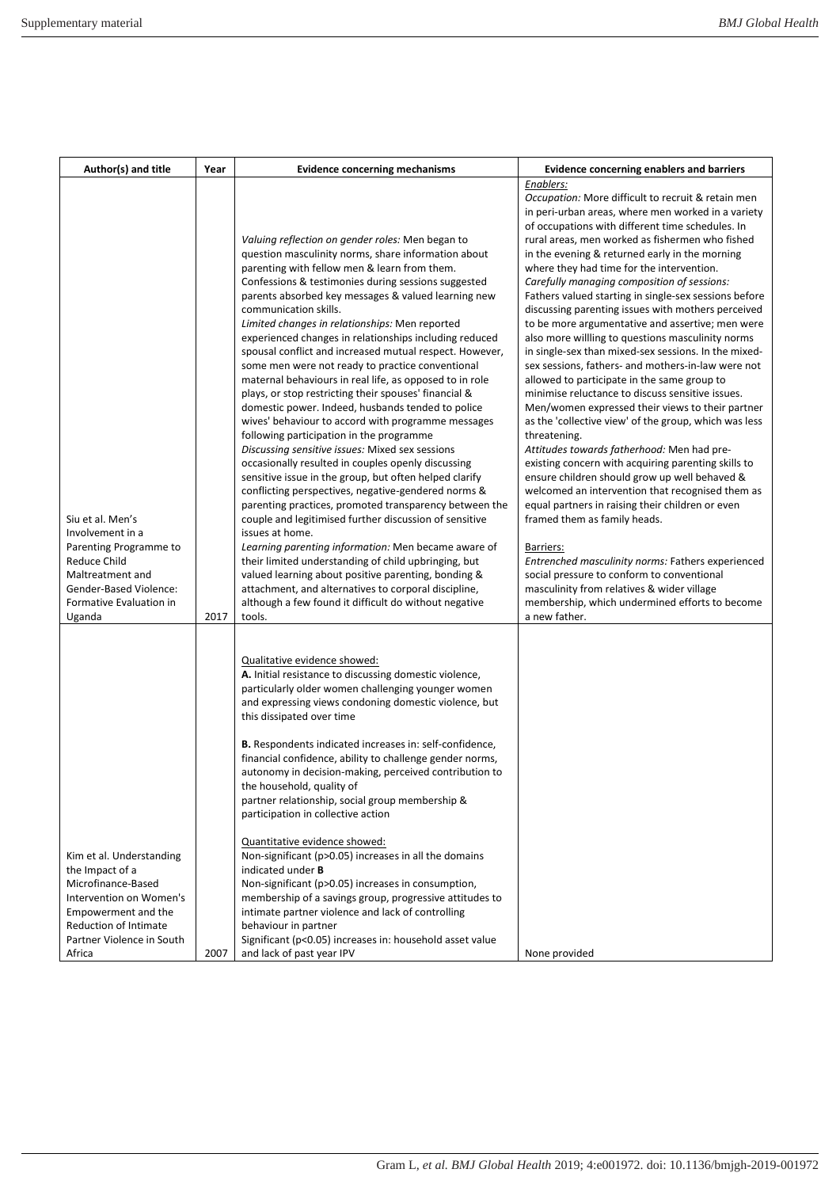| Author(s) and title | Year | Evidence concerning mechanisms | Evidence concerning enablers and barriers |
|---|---|---|---|
| Siu et al. Men's Involvement in a Parenting Programme to Reduce Child Maltreatment and Gender-Based Violence: Formative Evaluation in Uganda | 2017 | *Valuing reflection on gender roles:* Men began to question masculinity norms, share information about parenting with fellow men & learn from them. Confessions & testimonies during sessions suggested parents absorbed key messages & valued learning new communication skills.<br>*Limited changes in relationships:* Men reported experienced changes in relationships including reduced spousal conflict and increased mutual respect. However, some men were not ready to practice conventional maternal behaviours in real life, as opposed to in role plays, or stop restricting their spouses' financial & domestic power. Indeed, husbands tended to police wives' behaviour to accord with programme messages following participation in the programme<br>*Discussing sensitive issues:* Mixed sex sessions occasionally resulted in couples openly discussing sensitive issue in the group, but often helped clarify conflicting perspectives, negative-gendered norms & parenting practices, promoted transparency between the couple and legitimised further discussion of sensitive issues at home.<br>*Learning parenting information:* Men became aware of their limited understanding of child upbringing, but valued learning about positive parenting, bonding & attachment, and alternatives to corporal discipline, although a few found it difficult do without negative tools. | <u>*Enablers:*</u><br>*Occupation:* More difficult to recruit & retain men in peri-urban areas, where men worked in a variety of occupations with different time schedules. In rural areas, men worked as fishermen who fished in the evening & returned early in the morning where they had time for the intervention.<br>*Carefully managing composition of sessions:* Fathers valued starting in single-sex sessions before discussing parenting issues with mothers perceived to be more argumentative and assertive; men were also more willling to questions masculinity norms in single-sex than mixed-sex sessions. In the mixed-sex sessions, fathers- and mothers-in-law were not allowed to participate in the same group to minimise reluctance to discuss sensitive issues. Men/women expressed their views to their partner as the 'collective view' of the group, which was less threatening.<br>*Attitudes towards fatherhood:* Men had pre-existing concern with acquiring parenting skills to ensure children should grow up well behaved & welcomed an intervention that recognised them as equal partners in raising their children or even framed them as family heads.<br><br><u>Barriers:</u><br>*Entrenched masculinity norms:* Fathers experienced social pressure to conform to conventional masculinity norms from relatives & wider village membership, which undermined efforts to become a new father. |
| Kim et al. Understanding the Impact of a Microfinance-Based Intervention on Women's Empowerment and the Reduction of Intimate Partner Violence in South Africa | 2007 | <u>Qualitative evidence showed:</u><br>**A.** Initial resistance to discussing domestic violence, particularly older women challenging younger women and expressing views condoning domestic violence, but this dissipated over time<br><br>**B.** Respondents indicated increases in: self-confidence, financial confidence, ability to challenge gender norms, autonomy in decision-making, perceived contribution to the household, quality of partner relationship, social group membership & participation in collective action<br><br><u>Quantitative evidence showed:</u><br>Non-significant ($p>0.05$) increases in all the domains indicated under **B**<br>Non-significant ($p>0.05$) increases in consumption, membership of a savings group, progressive attitudes to intimate partner violence and lack of controlling behaviour in partner<br>Significant ($p<0.05$) increases in: household asset value and lack of past year IPV | None provided |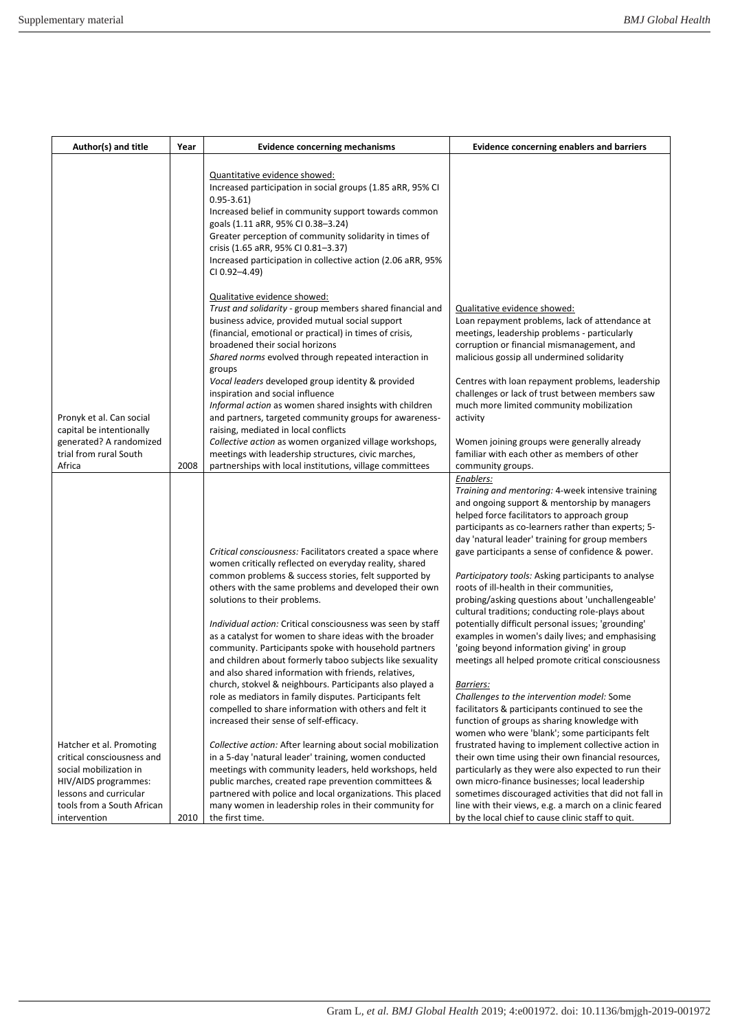| Author(s) and title | Year | Evidence concerning mechanisms | Evidence concerning enablers and barriers |
|---|---|---|---|
| Pronyk et al. Can social capital be intentionally generated? A randomized trial from rural South Africa | 2008 | Quantitative evidence showed:<br>Increased participation in social groups (1.85 aRR, 95% CI 0.95-3.61)<br>Increased belief in community support towards common goals (1.11 aRR, 95% CI 0.38–3.24)<br>Greater perception of community solidarity in times of crisis (1.65 aRR, 95% CI 0.81–3.37)<br>Increased participation in collective action (2.06 aRR, 95% CI 0.92–4.49)<br><br>Qualitative evidence showed:<br>*Trust and solidarity* - group members shared financial and business advice, provided mutual social support (financial, emotional or practical) in times of crisis, broadened their social horizons<br>*Shared norms* evolved through repeated interaction in groups<br>*Vocal leaders* developed group identity & provided inspiration and social influence<br>*Informal action* as women shared insights with children and partners, targeted community groups for awareness-raising, mediated in local conflicts<br>*Collective action* as women organized village workshops, meetings with leadership structures, civic marches, partnerships with local institutions, village committees | Qualitative evidence showed:<br>Loan repayment problems, lack of attendance at meetings, leadership problems - particularly corruption or financial mismanagement, and malicious gossip all undermined solidarity<br><br>Centres with loan repayment problems, leadership challenges or lack of trust between members saw much more limited community mobilization activity<br><br>Women joining groups were generally already familiar with each other as members of other community groups. |
| Hatcher et al. Promoting critical consciousness and social mobilization in HIV/AIDS programmes: lessons and curricular tools from a South African intervention | 2010 | *Critical consciousness:* Facilitators created a space where women critically reflected on everyday reality, shared common problems & success stories, felt supported by others with the same problems and developed their own solutions to their problems.<br><br>*Individual action:* Critical consciousness was seen by staff as a catalyst for women to share ideas with the broader community. Participants spoke with household partners and children about formerly taboo subjects like sexuality and also shared information with friends, relatives, church, stokvel & neighbours. Participants also played a role as mediators in family disputes. Participants felt compelled to share information with others and felt it increased their sense of self-efficacy.<br><br>*Collective action:* After learning about social mobilization in a 5-day 'natural leader' training, women conducted meetings with community leaders, held workshops, held public marches, created rape prevention committees & partnered with police and local organizations. This placed many women in leadership roles in their community for the first time. | *Enablers:*<br>*Training and mentoring:* 4-week intensive training and ongoing support & mentorship by managers helped force facilitators to approach group participants as co-learners rather than experts; 5-day 'natural leader' training for group members gave participants a sense of confidence & power.<br><br>*Participatory tools:* Asking participants to analyse roots of ill-health in their communities, probing/asking questions about 'unchallengeable' cultural traditions; conducting role-plays about potentially difficult personal issues; 'grounding' examples in women's daily lives; and emphasising 'going beyond information giving' in group meetings all helped promote critical consciousness<br><br>*Barriers:*<br>*Challenges to the intervention model:* Some facilitators & participants continued to see the function of groups as sharing knowledge with women who were 'blank'; some participants felt frustrated having to implement collective action in their own time using their own financial resources, particularly as they were also expected to run their own micro-finance businesses; local leadership sometimes discouraged activities that did not fall in line with their views, e.g. a march on a clinic feared by the local chief to cause clinic staff to quit. |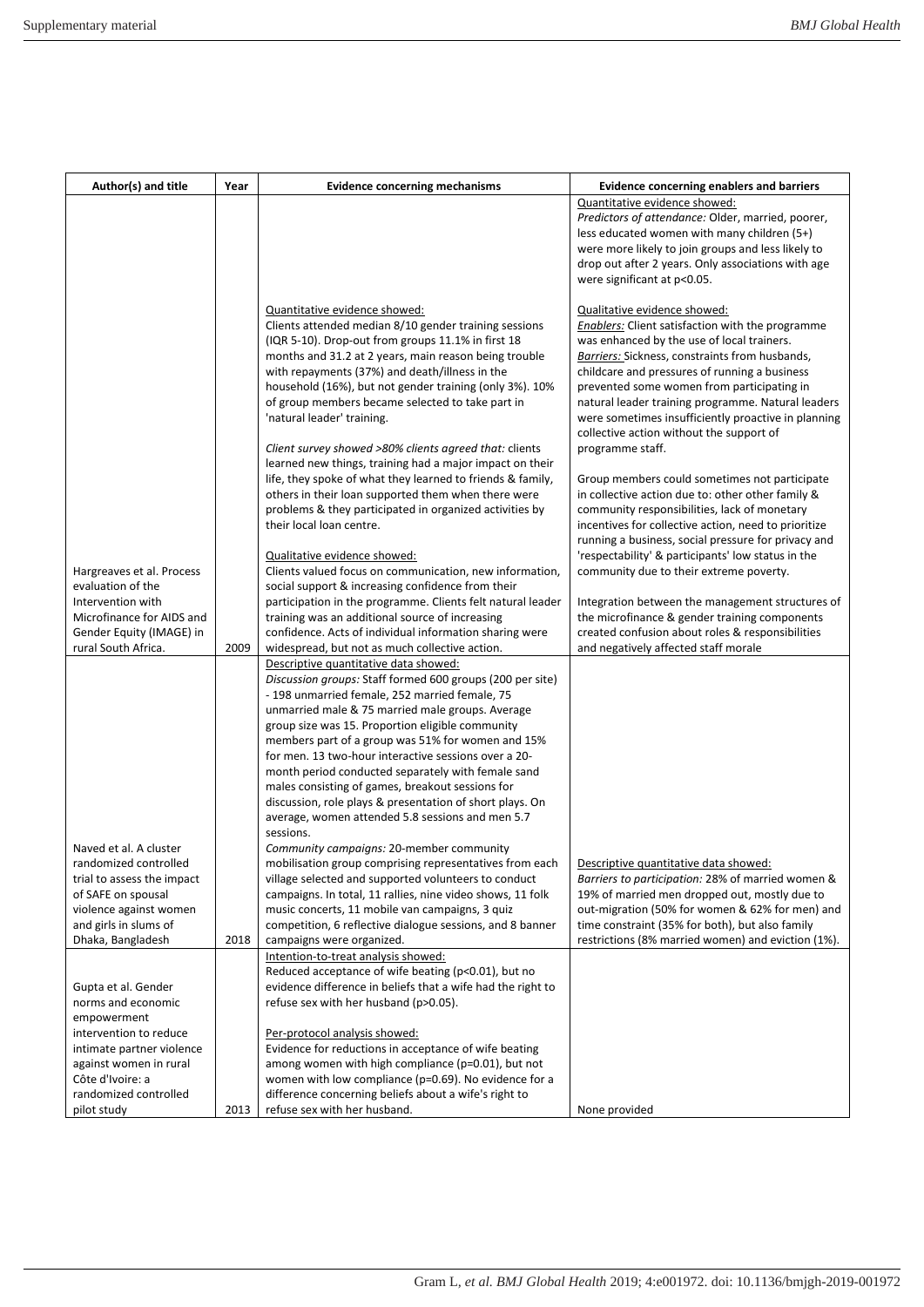| Author(s) and title | Year | Evidence concerning mechanisms | Evidence concerning enablers and barriers |
|---|---|---|---|
| Hargreaves et al. Process evaluation of the Intervention with Microfinance for AIDS and Gender Equity (IMAGE) in rural South Africa. | 2009 | Quantitative evidence showed:<br>Clients attended median 8/10 gender training sessions (IQR 5-10). Drop-out from groups 11.1% in first 18 months and 31.2 at 2 years, main reason being trouble with repayments (37%) and death/illness in the household (16%), but not gender training (only 3%). 10% of group members became selected to take part in 'natural leader' training.<br><br>*Client survey showed >80% clients agreed that:* clients learned new things, training had a major impact on their life, they spoke of what they learned to friends & family, others in their loan supported them when there were problems & they participated in organized activities by their local loan centre.<br><br>Qualitative evidence showed:<br>Clients valued focus on communication, new information, social support & increasing confidence from their participation in the programme. Clients felt natural leader training was an additional source of increasing confidence. Acts of individual information sharing were widespread, but not as much collective action. | Quantitative evidence showed:<br>*Predictors of attendance:* Older, married, poorer, less educated women with many children (5+) were more likely to join groups and less likely to drop out after 2 years. Only associations with age were significant at $p<0.05$.<br><br>Qualitative evidence showed:<br>*Enablers:* Client satisfaction with the programme was enhanced by the use of local trainers.<br>*Barriers:* Sickness, constraints from husbands, childcare and pressures of running a business prevented some women from participating in natural leader training programme. Natural leaders were sometimes insufficiently proactive in planning collective action without the support of programme staff.<br><br>Group members could sometimes not participate in collective action due to: other other family & community responsibilities, lack of monetary incentives for collective action, need to prioritize running a business, social pressure for privacy and 'respectability' & participants' low status in the community due to their extreme poverty.<br><br>Integration between the management structures of the microfinance & gender training components created confusion about roles & responsibilities and negatively affected staff morale |
| Naved et al. A cluster randomized controlled trial to assess the impact of SAFE on spousal violence against women and girls in slums of Dhaka, Bangladesh | 2018 | Descriptive quantitative data showed:<br>*Discussion groups:* Staff formed 600 groups (200 per site) - 198 unmarried female, 252 married female, 75 unmarried male & 75 married male groups. Average group size was 15. Proportion eligible community members part of a group was 51% for women and 15% for men. 13 two-hour interactive sessions over a 20-month period conducted separately with female sand males consisting of games, breakout sessions for discussion, role plays & presentation of short plays. On average, women attended 5.8 sessions and men 5.7 sessions.<br>*Community campaigns:* 20-member community mobilisation group comprising representatives from each village selected and supported volunteers to conduct campaigns. In total, 11 rallies, nine video shows, 11 folk music concerts, 11 mobile van campaigns, 3 quiz competition, 6 reflective dialogue sessions, and 8 banner campaigns were organized. | Descriptive quantitative data showed:<br>*Barriers to participation:* 28% of married women & 19% of married men dropped out, mostly due to out-migration (50% for women & 62% for men) and time constraint (35% for both), but also family restrictions (8% married women) and eviction (1%). |
| Gupta et al. Gender norms and economic empowerment intervention to reduce intimate partner violence against women in rural Côte d'Ivoire: a randomized controlled pilot study | 2013 | Intention-to-treat analysis showed:<br>Reduced acceptance of wife beating ($p<0.01$), but no evidence difference in beliefs that a wife had the right to refuse sex with her husband ($p>0.05$).<br><br>Per-protocol analysis showed:<br>Evidence for reductions in acceptance of wife beating among women with high compliance ($p=0.01$), but not women with low compliance ($p=0.69$). No evidence for a difference concerning beliefs about a wife's right to refuse sex with her husband. | None provided |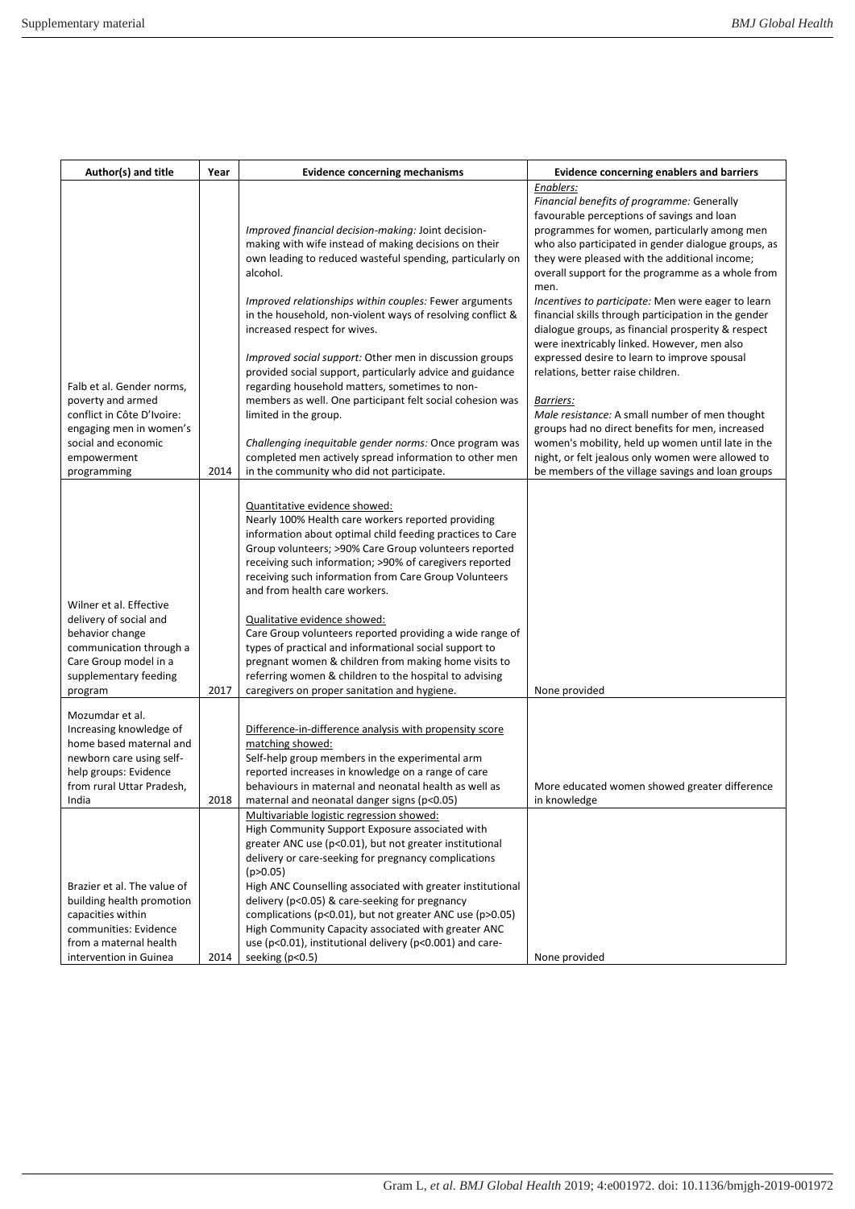| Author(s) and title | Year | Evidence concerning mechanisms | Evidence concerning enablers and barriers |
|---|---|---|---|
| Falb et al. Gender norms, poverty and armed conflict in Côte D'Ivoire: engaging men in women's social and economic empowerment programming | 2014 | *Improved financial decision-making:* Joint decision-making with wife instead of making decisions on their own leading to reduced wasteful spending, particularly on alcohol.<br><br>*Improved relationships within couples:* Fewer arguments in the household, non-violent ways of resolving conflict & increased respect for wives.<br><br>*Improved social support:* Other men in discussion groups provided social support, particularly advice and guidance regarding household matters, sometimes to non-members as well. One participant felt social cohesion was limited in the group.<br><br>*Challenging inequitable gender norms:* Once program was completed men actively spread information to other men in the community who did not participate. | *Enablers:*<br>*Financial benefits of programme:* Generally favourable perceptions of savings and loan programmes for women, particularly among men who also participated in gender dialogue groups, as they were pleased with the additional income; overall support for the programme as a whole from men.<br>*Incentives to participate:* Men were eager to learn financial skills through participation in the gender dialogue groups, as financial prosperity & respect were inextricably linked. However, men also expressed desire to learn to improve spousal relations, better raise children.<br><br>*Barriers:*<br>*Male resistance:* A small number of men thought groups had no direct benefits for men, increased women's mobility, held up women until late in the night, or felt jealous only women were allowed to be members of the village savings and loan groups |
| Wilner et al. Effective delivery of social and behavior change communication through a Care Group model in a supplementary feeding program | 2017 | Quantitative evidence showed:<br>Nearly 100% Health care workers reported providing information about optimal child feeding practices to Care Group volunteers; >90% Care Group volunteers reported receiving such information; >90% of caregivers reported receiving such information from Care Group Volunteers and from health care workers.<br><br>Qualitative evidence showed:<br>Care Group volunteers reported providing a wide range of types of practical and informational social support to pregnant women & children from making home visits to referring women & children to the hospital to advising caregivers on proper sanitation and hygiene. | None provided |
| Mozumdar et al. Increasing knowledge of home based maternal and newborn care using self-help groups: Evidence from rural Uttar Pradesh, India | 2018 | Difference-in-difference analysis with propensity score matching showed:<br>Self-help group members in the experimental arm reported increases in knowledge on a range of care behaviours in maternal and neonatal health as well as maternal and neonatal danger signs ($p<0.05$) | More educated women showed greater difference in knowledge |
| Brazier et al. The value of building health promotion capacities within communities: Evidence from a maternal health intervention in Guinea | 2014 | Multivariable logistic regression showed:<br>High Community Support Exposure associated with greater ANC use ($p<0.01$), but not greater institutional delivery or care-seeking for pregnancy complications ($p>0.05$)<br>High ANC Counselling associated with greater institutional delivery ($p<0.05$) & care-seeking for pregnancy complications ($p<0.01$), but not greater ANC use ($p>0.05$)<br>High Community Capacity associated with greater ANC use ($p<0.01$), institutional delivery ($p<0.001$) and care-seeking ($p<0.5$) | None provided |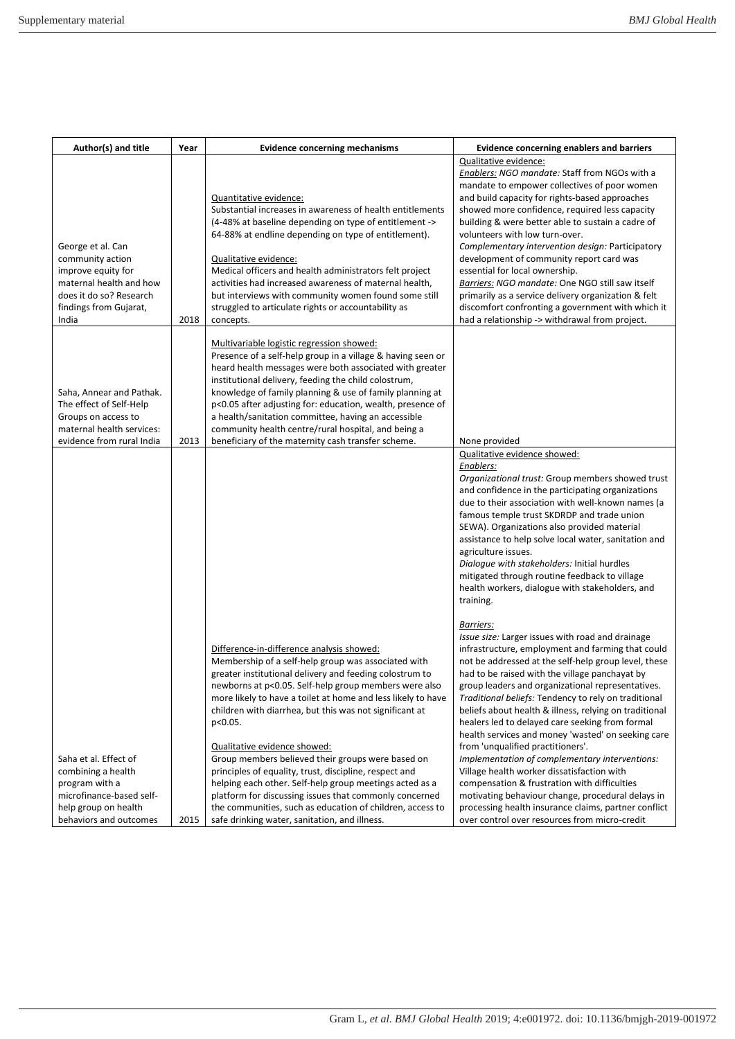| Author(s) and title | Year | Evidence concerning mechanisms | Evidence concerning enablers and barriers |
|---|---|---|---|
| George et al. Can community action improve equity for maternal health and how does it do so? Research findings from Gujarat, India | 2018 | <u>Quantitative evidence:</u><br>Substantial increases in awareness of health entitlements (4-48% at baseline depending on type of entitlement -> 64-88% at endline depending on type of entitlement).<br><br><u>Qualitative evidence:</u><br>Medical officers and health administrators felt project activities had increased awareness of maternal health, but interviews with community women found some still struggled to articulate rights or accountability as concepts. | <u>Qualitative evidence:</u><br>*<u>Enablers:</u> NGO mandate:* Staff from NGOs with a mandate to empower collectives of poor women and build capacity for rights-based approaches showed more confidence, required less capacity building & were better able to sustain a cadre of volunteers with low turn-over.<br>*Complementary intervention design:* Participatory development of community report card was essential for local ownership.<br>*<u>Barriers:</u> NGO mandate:* One NGO still saw itself primarily as a service delivery organization & felt discomfort confronting a government with which it had a relationship -> withdrawal from project. |
| Saha, Annear and Pathak. The effect of Self-Help Groups on access to maternal health services: evidence from rural India | 2013 | <u>Multivariable logistic regression showed:</u><br>Presence of a self-help group in a village & having seen or heard health messages were both associated with greater institutional delivery, feeding the child colostrum, knowledge of family planning & use of family planning at p<0.05 after adjusting for: education, wealth, presence of a health/sanitation committee, having an accessible community health centre/rural hospital, and being a beneficiary of the maternity cash transfer scheme. | None provided |
| Saha et al. Effect of combining a health program with a microfinance-based self-help group on health behaviors and outcomes | 2015 | <u>Difference-in-difference analysis showed:</u><br>Membership of a self-help group was associated with greater institutional delivery and feeding colostrum to newborns at p<0.05. Self-help group members were also more likely to have a toilet at home and less likely to have children with diarrhea, but this was not significant at p<0.05.<br><br><u>Qualitative evidence showed:</u><br>Group members believed their groups were based on principles of equality, trust, discipline, respect and helping each other. Self-help group meetings acted as a platform for discussing issues that commonly concerned the communities, such as education of children, access to safe drinking water, sanitation, and illness. | <u>Qualitative evidence showed:</u><br>*<u>Enablers:</u>*<br>*Organizational trust:* Group members showed trust and confidence in the participating organizations due to their association with well-known names (a famous temple trust SKDRDP and trade union SEWA). Organizations also provided material assistance to help solve local water, sanitation and agriculture issues.<br>*Dialogue with stakeholders:* Initial hurdles mitigated through routine feedback to village health workers, dialogue with stakeholders, and training.<br><br>*<u>Barriers:</u>*<br>*Issue size:* Larger issues with road and drainage infrastructure, employment and farming that could not be addressed at the self-help group level, these had to be raised with the village panchayat by group leaders and organizational representatives.<br>*Traditional beliefs:* Tendency to rely on traditional beliefs about health & illness, relying on traditional healers led to delayed care seeking from formal health services and money 'wasted' on seeking care from 'unqualified practitioners'.<br>*Implementation of complementary interventions:* Village health worker dissatisfaction with compensation & frustration with difficulties motivating behaviour change, procedural delays in processing health insurance claims, partner conflict over control over resources from micro-credit |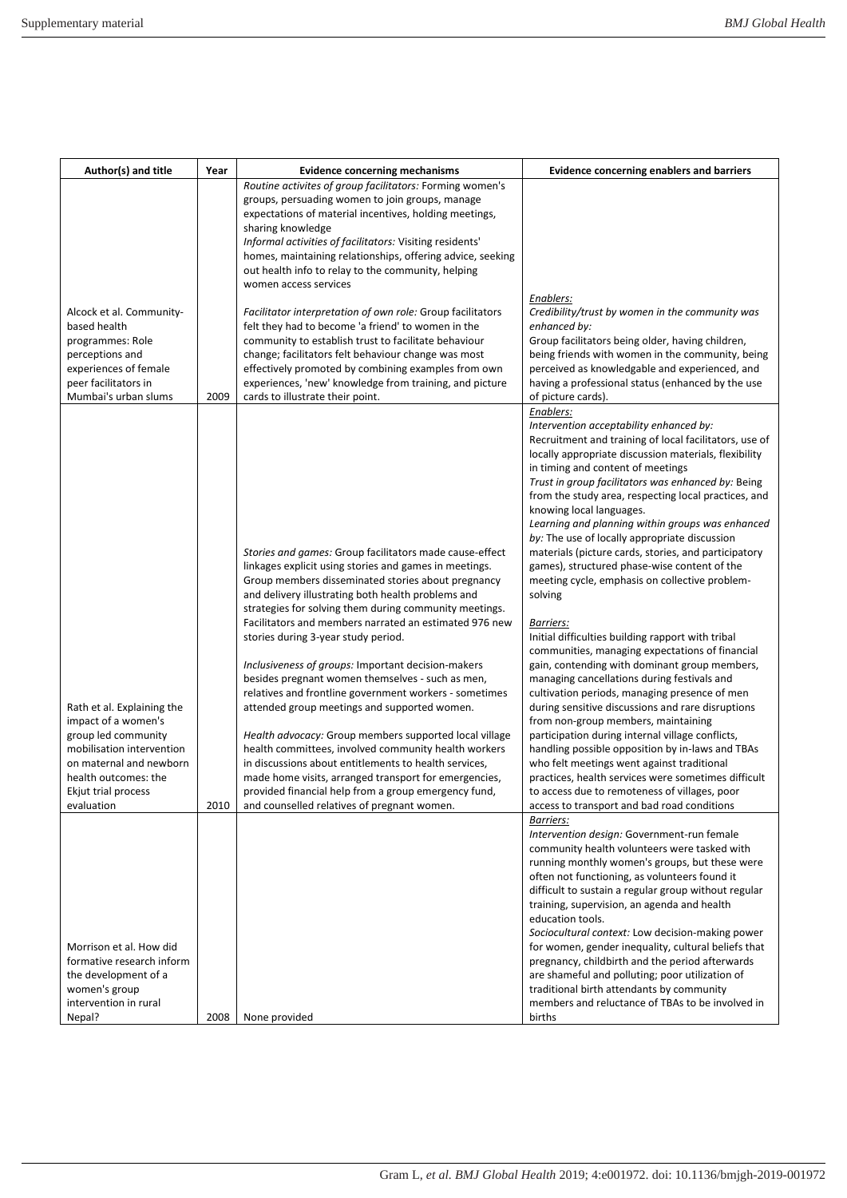| Author(s) and title | Year | Evidence concerning mechanisms | Evidence concerning enablers and barriers |
|---|---|---|---|
| Alcock et al. Community-based health programmes: Role perceptions and experiences of female peer facilitators in Mumbai's urban slums | 2009 | *Routine activites of group facilitators:* Forming women's groups, persuading women to join groups, manage expectations of material incentives, holding meetings, sharing knowledge<br>*Informal activities of facilitators:* Visiting residents' homes, maintaining relationships, offering advice, seeking out health info to relay to the community, helping women access services<br><br>*Facilitator interpretation of own role:* Group facilitators felt they had to become 'a friend' to women in the community to establish trust to facilitate behaviour change; facilitators felt behaviour change was most effectively promoted by combining examples from own experiences, 'new' knowledge from training, and picture cards to illustrate their point. | _Enablers:_<br>*Credibility/trust by women in the community was enhanced by:*<br>Group facilitators being older, having children, being friends with women in the community, being perceived as knowledgable and experienced, and having a professional status (enhanced by the use of picture cards). |
| Rath et al. Explaining the impact of a women's group led community mobilisation intervention on maternal and newborn health outcomes: the Ekjut trial process evaluation | 2010 | *Stories and games:* Group facilitators made cause-effect linkages explicit using stories and games in meetings. Group members disseminated stories about pregnancy and delivery illustrating both health problems and strategies for solving them during community meetings. Facilitators and members narrated an estimated 976 new stories during 3-year study period.<br><br>*Inclusiveness of groups:* Important decision-makers besides pregnant women themselves - such as men, relatives and frontline government workers - sometimes attended group meetings and supported women.<br><br>*Health advocacy:* Group members supported local village health committees, involved community health workers in discussions about entitlements to health services, made home visits, arranged transport for emergencies, provided financial help from a group emergency fund, and counselled relatives of pregnant women. | _Enablers:_<br>*Intervention acceptability enhanced by:*<br>Recruitment and training of local facilitators, use of locally appropriate discussion materials, flexibility in timing and content of meetings<br>*Trust in group facilitators was enhanced by:* Being from the study area, respecting local practices, and knowing local languages.<br>*Learning and planning within groups was enhanced by:* The use of locally appropriate discussion materials (picture cards, stories, and participatory games), structured phase-wise content of the meeting cycle, emphasis on collective problem-solving<br><br>_Barriers:_<br>Initial difficulties building rapport with tribal communities, managing expectations of financial gain, contending with dominant group members, managing cancellations during festivals and cultivation periods, managing presence of men during sensitive discussions and rare disruptions from non-group members, maintaining participation during internal village conflicts, handling possible opposition by in-laws and TBAs who felt meetings went against traditional practices, health services were sometimes difficult to access due to remoteness of villages, poor access to transport and bad road conditions |
| Morrison et al. How did formative research inform the development of a women's group intervention in rural Nepal? | 2008 | None provided | _Barriers:_<br>*Intervention design:* Government-run female community health volunteers were tasked with running monthly women's groups, but these were often not functioning, as volunteers found it difficult to sustain a regular group without regular training, supervision, an agenda and health education tools.<br>*Sociocultural context:* Low decision-making power for women, gender inequality, cultural beliefs that pregnancy, childbirth and the period afterwards are shameful and polluting; poor utilization of traditional birth attendants by community members and reluctance of TBAs to be involved in births |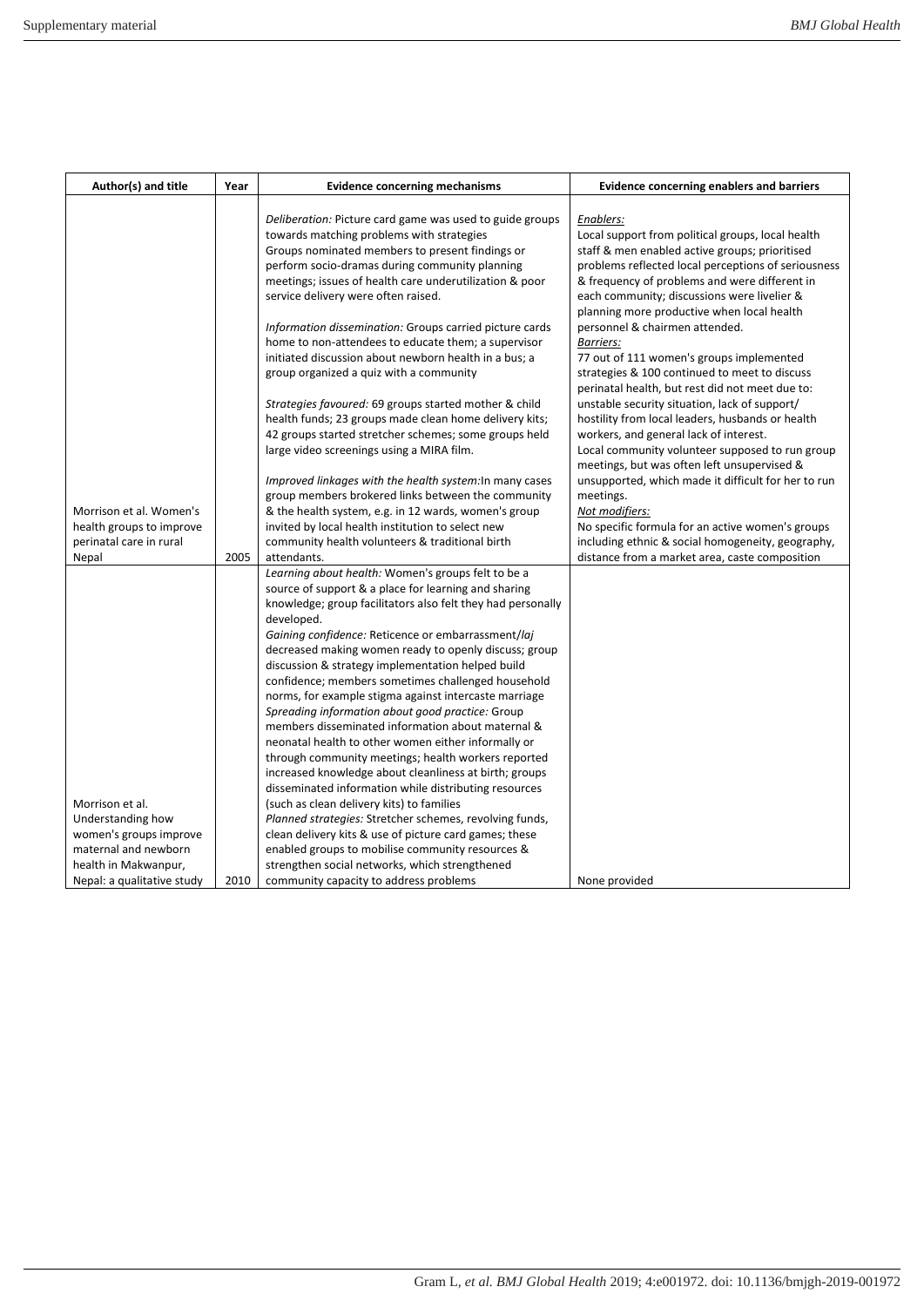| Author(s) and title | Year | Evidence concerning mechanisms | Evidence concerning enablers and barriers |
|---|---|---|---|
| Morrison et al. Women's health groups to improve perinatal care in rural Nepal | 2005 | *Deliberation:* Picture card game was used to guide groups towards matching problems with strategies<br>Groups nominated members to present findings or perform socio-dramas during community planning meetings; issues of health care underutilization & poor service delivery were often raised.<br><br>*Information dissemination:* Groups carried picture cards home to non-attendees to educate them; a supervisor initiated discussion about newborn health in a bus; a group organized a quiz with a community<br><br>*Strategies favoured:* 69 groups started mother & child health funds; 23 groups made clean home delivery kits; 42 groups started stretcher schemes; some groups held large video screenings using a MIRA film.<br><br>*Improved linkages with the health system:*In many cases group members brokered links between the community & the health system, e.g. in 12 wards, women's group invited by local health institution to select new community health volunteers & traditional birth attendants. | *Enablers:*<br>Local support from political groups, local health staff & men enabled active groups; prioritised problems reflected local perceptions of seriousness & frequency of problems and were different in each community; discussions were livelier & planning more productive when local health personnel & chairmen attended.<br>*Barriers:*<br>77 out of 111 women's groups implemented strategies & 100 continued to meet to discuss perinatal health, but rest did not meet due to: unstable security situation, lack of support/ hostility from local leaders, husbands or health workers, and general lack of interest.<br>Local community volunteer supposed to run group meetings, but was often left unsupervised & unsupported, which made it difficult for her to run meetings.<br>*Not modifiers:*<br>No specific formula for an active women's groups including ethnic & social homogeneity, geography, distance from a market area, caste composition |
| Morrison et al. Understanding how women's groups improve maternal and newborn health in Makwanpur, Nepal: a qualitative study | 2010 | *Learning about health:* Women's groups felt to be a source of support & a place for learning and sharing knowledge; group facilitators also felt they had personally developed.<br>*Gaining confidence:* Reticence or embarrassment/*laj* decreased making women ready to openly discuss; group discussion & strategy implementation helped build confidence; members sometimes challenged household norms, for example stigma against intercaste marriage<br>*Spreading information about good practice:* Group members disseminated information about maternal & neonatal health to other women either informally or through community meetings; health workers reported increased knowledge about cleanliness at birth; groups disseminated information while distributing resources (such as clean delivery kits) to families<br>*Planned strategies:* Stretcher schemes, revolving funds, clean delivery kits & use of picture card games; these enabled groups to mobilise community resources & strengthen social networks, which strengthened community capacity to address problems | None provided |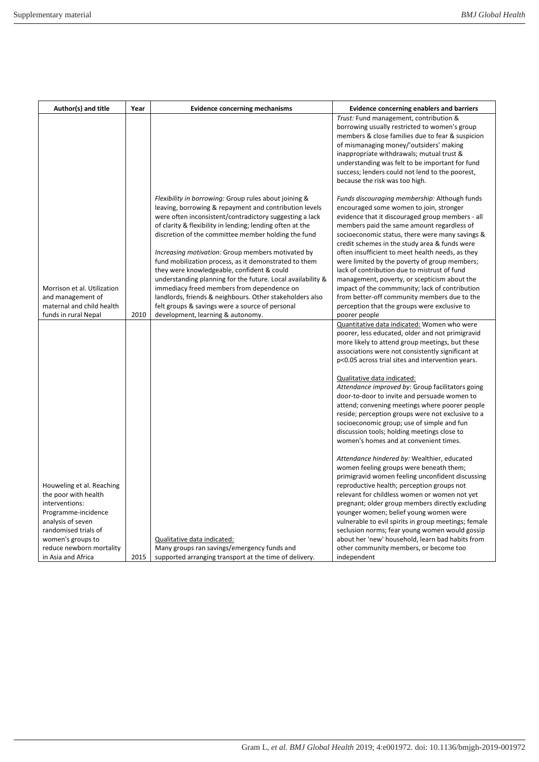| Author(s) and title | Year | Evidence concerning mechanisms | Evidence concerning enablers and barriers |
|---|---|---|---|
| Morrison et al. Utilization and management of maternal and child health funds in rural Nepal | 2010 | *Flexibility in borrowing:* Group rules about joining & leaving, borrowing & repayment and contribution levels were often inconsistent/contradictory suggesting a lack of clarity & flexibility in lending; lending often at the discretion of the committee member holding the fund<br><br>*Increasing motivation:* Group members motivated by fund mobilization process, as it demonstrated to them they were knowledgeable, confident & could understanding planning for the future. Local availability & immediacy freed members from dependence on landlords, friends & neighbours. Other stakeholders also felt groups & savings were a source of personal development, learning & autonomy. | *Trust:* Fund management, contribution & borrowing usually restricted to women's group members & close families due to fear & suspicion of mismanaging money/'outsiders' making inappropriate withdrawals; mutual trust & understanding was felt to be important for fund success; lenders could not lend to the poorest, because the risk was too high.<br><br>*Funds discouraging membership:* Although funds encouraged some women to join, stronger evidence that it discouraged group members - all members paid the same amount regardless of socioeconomic status, there were many savings & credit schemes in the study area & funds were often insufficient to meet health needs, as they were limited by the poverty of group members; lack of contribution due to mistrust of fund management, poverty, or scepticism about the impact of the commmunity; lack of contribution from better-off community members due to the perception that the groups were exclusive to poorer people |
| Houweling et al. Reaching the poor with health interventions: Programme-incidence analysis of seven randomised trials of women's groups to reduce newborn mortality in Asia and Africa | 2015 | Qualitative data indicated:<br>Many groups ran savings/emergency funds and supported arranging transport at the time of delivery. | Quantitative data indicated: Women who were poorer, less educated, older and not primigravid more likely to attend group meetings, but these associations were not consistently significant at p<0.05 across trial sites and intervention years.<br><br>Qualitative data indicated:<br>*Attendance improved by:* Group facilitators going door-to-door to invite and persuade women to attend; convening meetings where poorer people reside; perception groups were not exclusive to a socioeconomic group; use of simple and fun discussion tools; holding meetings close to women's homes and at convenient times.<br><br>*Attendance hindered by:* Wealthier, educated women feeling groups were beneath them; primigravid women feeling unconfident discussing reproductive health; perception groups not relevant for childless women or women not yet pregnant; older group members directly excluding younger women; belief young women were vulnerable to evil spirits in group meetings; female seclusion norms; fear young women would gossip about her 'new' household, learn bad habits from other community members, or become too independent |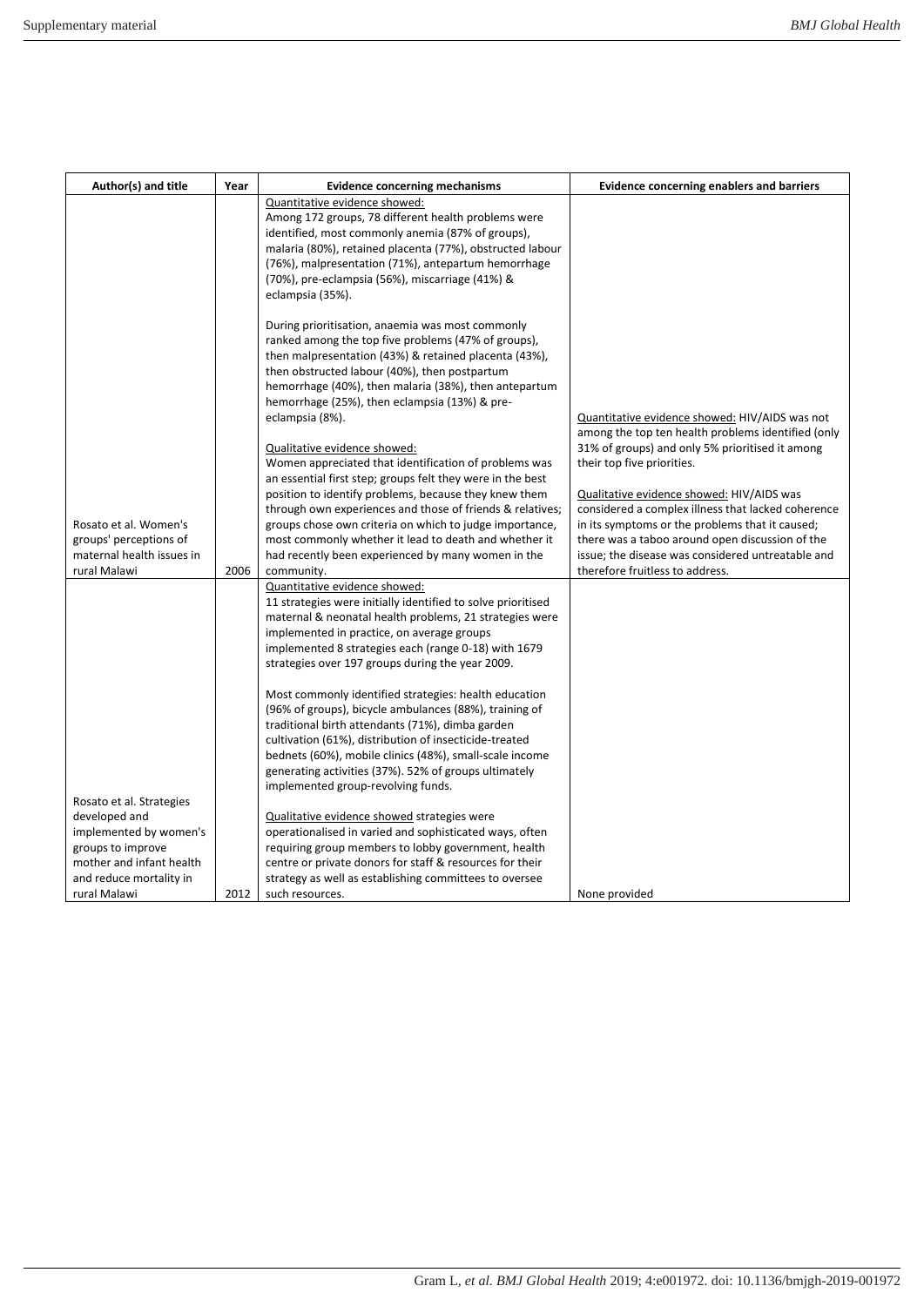| Author(s) and title | Year | Evidence concerning mechanisms | Evidence concerning enablers and barriers |
|---|---|---|---|
| Rosato et al. Women's groups' perceptions of maternal health issues in rural Malawi | 2006 | Quantitative evidence showed:<br>Among 172 groups, 78 different health problems were identified, most commonly anemia (87% of groups), malaria (80%), retained placenta (77%), obstructed labour (76%), malpresentation (71%), antepartum hemorrhage (70%), pre-eclampsia (56%), miscarriage (41%) & eclampsia (35%).<br><br>During prioritisation, anaemia was most commonly ranked among the top five problems (47% of groups), then malpresentation (43%) & retained placenta (43%), then obstructed labour (40%), then postpartum hemorrhage (40%), then malaria (38%), then antepartum hemorrhage (25%), then eclampsia (13%) & pre-eclampsia (8%).<br><br>Qualitative evidence showed:<br>Women appreciated that identification of problems was an essential first step; groups felt they were in the best position to identify problems, because they knew them through own experiences and those of friends & relatives; groups chose own criteria on which to judge importance, most commonly whether it lead to death and whether it had recently been experienced by many women in the community. | Quantitative evidence showed: HIV/AIDS was not among the top ten health problems identified (only 31% of groups) and only 5% prioritised it among their top five priorities.<br><br>Qualitative evidence showed: HIV/AIDS was considered a complex illness that lacked coherence in its symptoms or the problems that it caused; there was a taboo around open discussion of the issue; the disease was considered untreatable and therefore fruitless to address. |
| Rosato et al. Strategies developed and implemented by women's groups to improve mother and infant health and reduce mortality in rural Malawi | 2012 | Quantitative evidence showed:<br>11 strategies were initially identified to solve prioritised maternal & neonatal health problems, 21 strategies were implemented in practice, on average groups implemented 8 strategies each (range 0-18) with 1679 strategies over 197 groups during the year 2009.<br><br>Most commonly identified strategies: health education (96% of groups), bicycle ambulances (88%), training of traditional birth attendants (71%), dimba garden cultivation (61%), distribution of insecticide-treated bednets (60%), mobile clinics (48%), small-scale income generating activities (37%). 52% of groups ultimately implemented group-revolving funds.<br><br>Qualitative evidence showed strategies were operationalised in varied and sophisticated ways, often requiring group members to lobby government, health centre or private donors for staff & resources for their strategy as well as establishing committees to oversee such resources. | None provided |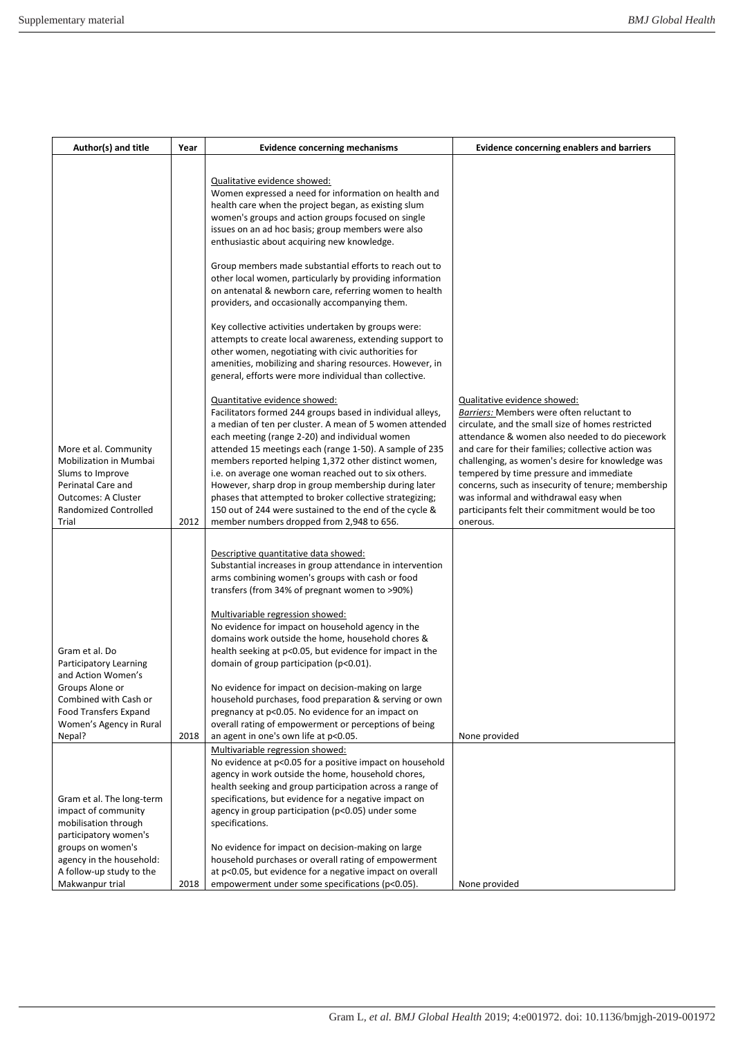| Author(s) and title | Year | Evidence concerning mechanisms | Evidence concerning enablers and barriers |
|---|---|---|---|
| More et al. Community Mobilization in Mumbai Slums to Improve Perinatal Care and Outcomes: A Cluster Randomized Controlled Trial | 2012 | Qualitative evidence showed:<br>Women expressed a need for information on health and health care when the project began, as existing slum women's groups and action groups focused on single issues on an ad hoc basis; group members were also enthusiastic about acquiring new knowledge.<br><br>Group members made substantial efforts to reach out to other local women, particularly by providing information on antenatal & newborn care, referring women to health providers, and occasionally accompanying them.<br><br>Key collective activities undertaken by groups were: attempts to create local awareness, extending support to other women, negotiating with civic authorities for amenities, mobilizing and sharing resources. However, in general, efforts were more individual than collective.<br><br>Quantitative evidence showed:<br>Facilitators formed 244 groups based in individual alleys, a median of ten per cluster. A mean of 5 women attended each meeting (range 2-20) and individual women attended 15 meetings each (range 1-50). A sample of 235 members reported helping 1,372 other distinct women, i.e. on average one woman reached out to six others. However, sharp drop in group membership during later phases that attempted to broker collective strategizing; 150 out of 244 were sustained to the end of the cycle & member numbers dropped from 2,948 to 656. | Qualitative evidence showed:<br>*Barriers:* Members were often reluctant to circulate, and the small size of homes restricted attendance & women also needed to do piecework and care for their families; collective action was challenging, as women's desire for knowledge was tempered by time pressure and immediate concerns, such as insecurity of tenure; membership was informal and withdrawal easy when participants felt their commitment would be too onerous. |
| Gram et al. Do Participatory Learning and Action Women's Groups Alone or Combined with Cash or Food Transfers Expand Women's Agency in Rural Nepal? | 2018 | Descriptive quantitative data showed:<br>Substantial increases in group attendance in intervention arms combining women's groups with cash or food transfers (from 34% of pregnant women to >90%)<br><br>Multivariable regression showed:<br>No evidence for impact on household agency in the domains work outside the home, household chores & health seeking at $p<0.05$, but evidence for impact in the domain of group participation ($p<0.01$).<br><br>No evidence for impact on decision-making on large household purchases, food preparation & serving or own pregnancy at $p<0.05$. No evidence for an impact on overall rating of empowerment or perceptions of being an agent in one's own life at $p<0.05$. | None provided |
| Gram et al. The long-term impact of community mobilisation through participatory women's groups on women's agency in the household: A follow-up study to the Makwanpur trial | 2018 | Multivariable regression showed:<br>No evidence at $p<0.05$ for a positive impact on household agency in work outside the home, household chores, health seeking and group participation across a range of specifications, but evidence for a negative impact on agency in group participation ($p<0.05$) under some specifications.<br><br>No evidence for impact on decision-making on large household purchases or overall rating of empowerment at $p<0.05$, but evidence for a negative impact on overall empowerment under some specifications ($p<0.05$). | None provided |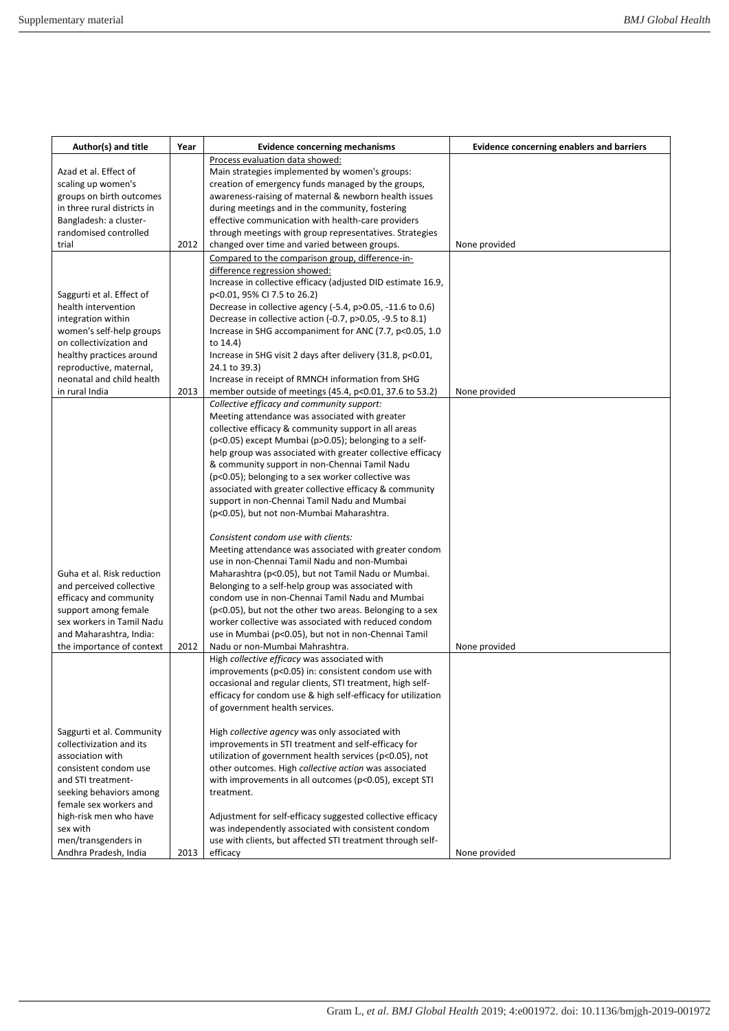| Author(s) and title | Year | Evidence concerning mechanisms | Evidence concerning enablers and barriers |
|---|---|---|---|
| Azad et al. Effect of scaling up women's groups on birth outcomes in three rural districts in Bangladesh: a cluster-randomised controlled trial | 2012 | Process evaluation data showed:<br>Main strategies implemented by women's groups: creation of emergency funds managed by the groups, awareness-raising of maternal & newborn health issues during meetings and in the community, fostering effective communication with health-care providers through meetings with group representatives. Strategies changed over time and varied between groups. | None provided |
| Saggurti et al. Effect of health intervention integration within women's self-help groups on collectivization and healthy practices around reproductive, maternal, neonatal and child health in rural India | 2013 | Compared to the comparison group, difference-in-difference regression showed:<br>Increase in collective efficacy (adjusted DID estimate 16.9, $p<0.01$, 95% CI 7.5 to 26.2)<br>Decrease in collective agency (-5.4, $p>0.05$, -11.6 to 0.6)<br>Decrease in collective action (-0.7, $p>0.05$, -9.5 to 8.1)<br>Increase in SHG accompaniment for ANC (7.7, $p<0.05$, 1.0 to 14.4)<br>Increase in SHG visit 2 days after delivery (31.8, $p<0.01$, 24.1 to 39.3)<br>Increase in receipt of RMNCH information from SHG member outside of meetings (45.4, $p<0.01$, 37.6 to 53.2) | None provided |
| Guha et al. Risk reduction and perceived collective efficacy and community support among female sex workers in Tamil Nadu and Maharashtra, India: the importance of context | 2012 | *Collective efficacy and community support:*<br>Meeting attendance was associated with greater collective efficacy & community support in all areas ($p<0.05$) except Mumbai ($p>0.05$); belonging to a self-help group was associated with greater collective efficacy & community support in non-Chennai Tamil Nadu ($p<0.05$); belonging to a sex worker collective was associated with greater collective efficacy & community support in non-Chennai Tamil Nadu and Mumbai ($p<0.05$), but not non-Mumbai Maharashtra.<br><br>*Consistent condom use with clients:*<br>Meeting attendance was associated with greater condom use in non-Chennai Tamil Nadu and non-Mumbai Maharashtra ($p<0.05$), but not Tamil Nadu or Mumbai. Belonging to a self-help group was associated with condom use in non-Chennai Tamil Nadu and Mumbai ($p<0.05$), but not the other two areas. Belonging to a sex worker collective was associated with reduced condom use in Mumbai ($p<0.05$), but not in non-Chennai Tamil Nadu or non-Mumbai Mahrashtra. | None provided |
| Saggurti et al. Community collectivization and its association with consistent condom use and STI treatment-seeking behaviors among female sex workers and high-risk men who have sex with men/transgenders in Andhra Pradesh, India | 2013 | High *collective efficacy* was associated with improvements ($p<0.05$) in: consistent condom use with occasional and regular clients, STI treatment, high self-efficacy for condom use & high self-efficacy for utilization of government health services.<br><br>High *collective agency* was only associated with improvements in STI treatment and self-efficacy for utilization of government health services ($p<0.05$), not other outcomes. High *collective action* was associated with improvements in all outcomes ($p<0.05$), except STI treatment.<br><br>Adjustment for self-efficacy suggested collective efficacy was independently associated with consistent condom use with clients, but affected STI treatment through self-efficacy | None provided |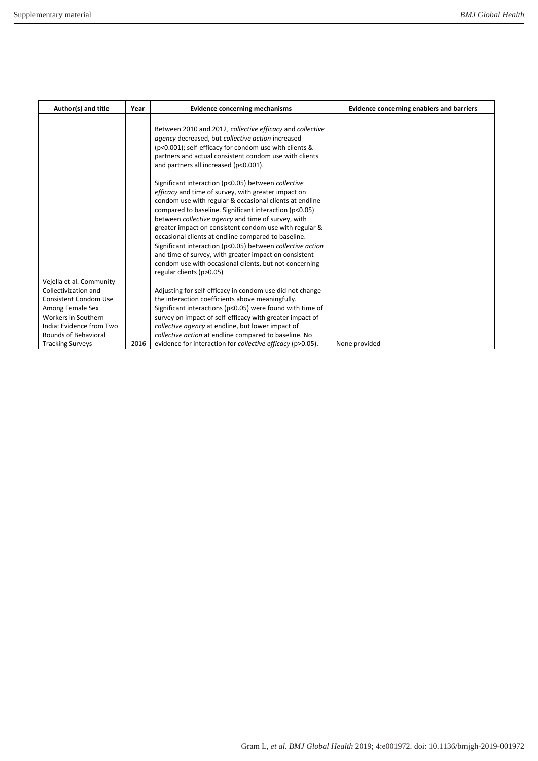| Author(s) and title | Year | Evidence concerning mechanisms | Evidence concerning enablers and barriers |
|---|---|---|---|
| Vejella et al. Community Collectivization and Consistent Condom Use Among Female Sex Workers in Southern India: Evidence from Two Rounds of Behavioral Tracking Surveys | 2016 | Between 2010 and 2012, *collective efficacy* and *collective agency* decreased, but *collective action* increased ($p<0.001$); self-efficacy for condom use with clients & partners and actual consistent condom use with clients and partners all increased ($p<0.001$).<br><br>Significant interaction ($p<0.05$) between *collective efficacy* and time of survey, with greater impact on condom use with regular & occasional clients at endline compared to baseline. Significant interaction ($p<0.05$) between *collective agency* and time of survey, with greater impact on consistent condom use with regular & occasional clients at endline compared to baseline. Significant interaction ($p<0.05$) between *collective action* and time of survey, with greater impact on consistent condom use with occasional clients, but not concerning regular clients ($p>0.05$)<br><br>Adjusting for self-efficacy in condom use did not change the interaction coefficients above meaningfully. Significant interactions ($p<0.05$) were found with time of survey on impact of self-efficacy with greater impact of *collective agency* at endline, but lower impact of *collective action* at endline compared to baseline. No evidence for interaction for *collective efficacy* ($p>0.05$). | None provided |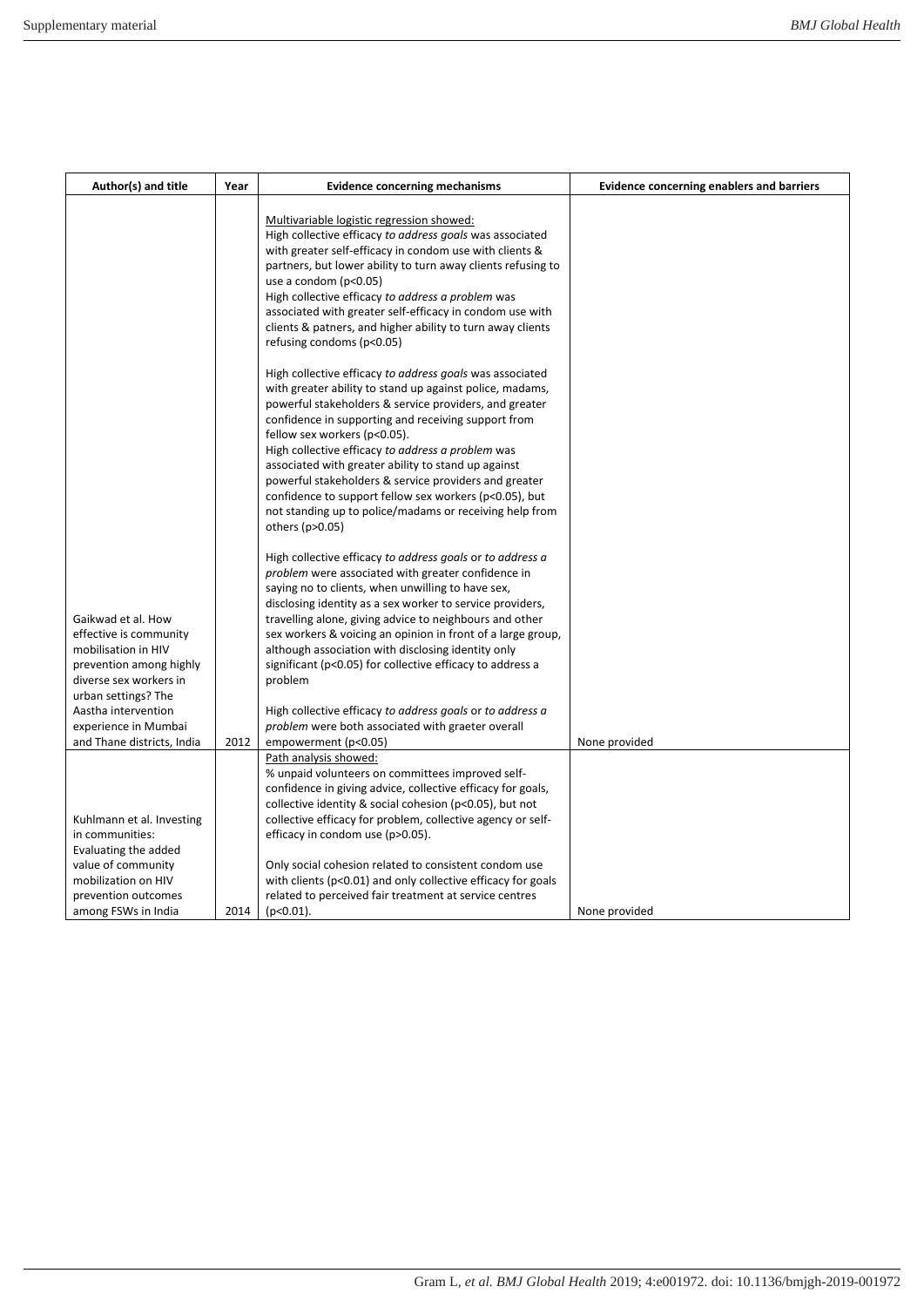| Author(s) and title | Year | Evidence concerning mechanisms | Evidence concerning enablers and barriers |
|---|---|---|---|
| Gaikwad et al. How effective is community mobilisation in HIV prevention among highly diverse sex workers in urban settings? The Aastha intervention experience in Mumbai and Thane districts, India | 2012 | <u>Multivariable logistic regression showed:</u><br>High collective efficacy *to address goals* was associated with greater self-efficacy in condom use with clients & partners, but lower ability to turn away clients refusing to use a condom ($p<0.05$)<br>High collective efficacy *to address a problem* was associated with greater self-efficacy in condom use with clients & patners, and higher ability to turn away clients refusing condoms ($p<0.05$)<br><br>High collective efficacy *to address goals* was associated with greater ability to stand up against police, madams, powerful stakeholders & service providers, and greater confidence in supporting and receiving support from fellow sex workers ($p<0.05$).<br>High collective efficacy *to address a problem* was associated with greater ability to stand up against powerful stakeholders & service providers and greater confidence to support fellow sex workers ($p<0.05$), but not standing up to police/madams or receiving help from others ($p>0.05$)<br><br>High collective efficacy *to address goals* or *to address a problem* were associated with greater confidence in saying no to clients, when unwilling to have sex, disclosing identity as a sex worker to service providers, travelling alone, giving advice to neighbours and other sex workers & voicing an opinion in front of a large group, although association with disclosing identity only significant ($p<0.05$) for collective efficacy to address a problem<br><br>High collective efficacy *to address goals* or *to address a problem* were both associated with graeter overall empowerment ($p<0.05$) | None provided |
| Kuhlmann et al. Investing in communities: Evaluating the added value of community mobilization on HIV prevention outcomes among FSWs in India | 2014 | <u>Path analysis showed:</u><br>% unpaid volunteers on committees improved self-confidence in giving advice, collective efficacy for goals, collective identity & social cohesion ($p<0.05$), but not collective efficacy for problem, collective agency or self-efficacy in condom use ($p>0.05$).<br><br>Only social cohesion related to consistent condom use with clients ($p<0.01$) and only collective efficacy for goals related to perceived fair treatment at service centres ($p<0.01$). | None provided |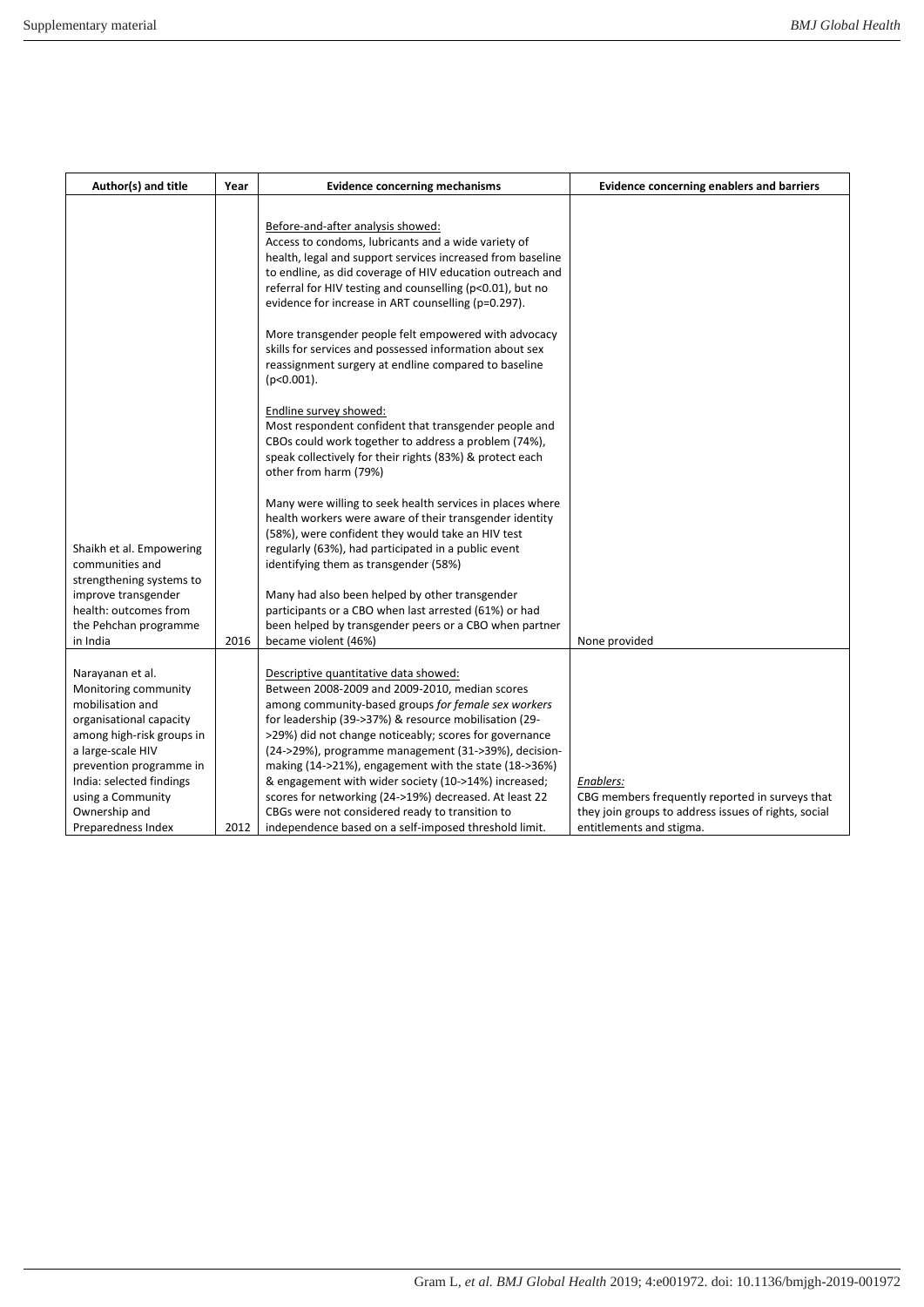| Author(s) and title | Year | Evidence concerning mechanisms | Evidence concerning enablers and barriers |
|---|---|---|---|
| Shaikh et al. Empowering communities and strengthening systems to improve transgender health: outcomes from the Pehchan programme in India | 2016 | Before-and-after analysis showed:<br>Access to condoms, lubricants and a wide variety of health, legal and support services increased from baseline to endline, as did coverage of HIV education outreach and referral for HIV testing and counselling (p<0.01), but no evidence for increase in ART counselling (p=0.297).<br><br>More transgender people felt empowered with advocacy skills for services and possessed information about sex reassignment surgery at endline compared to baseline (p<0.001).<br><br>Endline survey showed:<br>Most respondent confident that transgender people and CBOs could work together to address a problem (74%), speak collectively for their rights (83%) & protect each other from harm (79%)<br><br>Many were willing to seek health services in places where health workers were aware of their transgender identity (58%), were confident they would take an HIV test regularly (63%), had participated in a public event identifying them as transgender (58%)<br><br>Many had also been helped by other transgender participants or a CBO when last arrested (61%) or had been helped by transgender peers or a CBO when partner became violent (46%) | None provided |
| Narayanan et al. Monitoring community mobilisation and organisational capacity among high-risk groups in a large-scale HIV prevention programme in India: selected findings using a Community Ownership and Preparedness Index | 2012 | Descriptive quantitative data showed:<br>Between 2008-2009 and 2009-2010, median scores among community-based groups *for female sex workers* for leadership (39->37%) & resource mobilisation (29->29%) did not change noticeably; scores for governance (24->29%), programme management (31->39%), decision-making (14->21%), engagement with the state (18->36%) & engagement with wider society (10->14%) increased; scores for networking (24->19%) decreased. At least 22 CBGs were not considered ready to transition to independence based on a self-imposed threshold limit. | *Enablers:*<br>CBG members frequently reported in surveys that they join groups to address issues of rights, social entitlements and stigma. |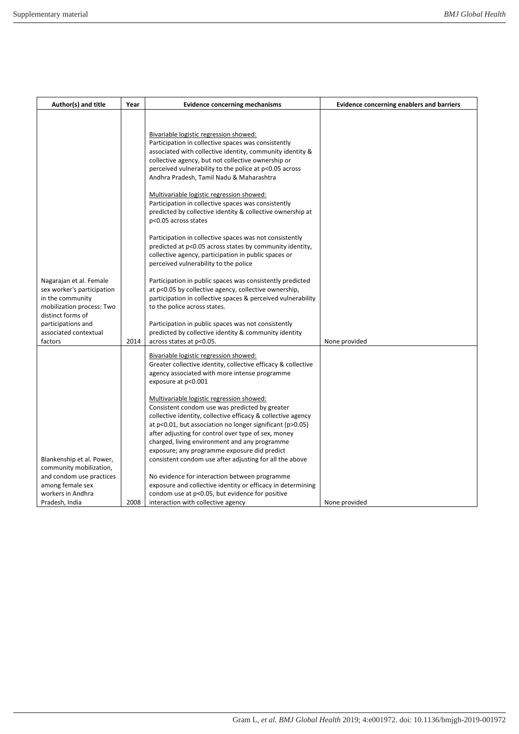| Author(s) and title | Year | Evidence concerning mechanisms | Evidence concerning enablers and barriers |
|---|---|---|---|
| Nagarajan et al. Female sex worker's participation in the community mobilization process: Two distinct forms of participations and associated contextual factors | 2014 | Bivariable logistic regression showed:<br>Participation in collective spaces was consistently associated with collective identity, community identity & collective agency, but not collective ownership or perceived vulnerability to the police at $p<0.05$ across Andhra Pradesh, Tamil Nadu & Maharashtra<br><br>Multivariable logistic regression showed:<br>Participation in collective spaces was consistently predicted by collective identity & collective ownership at $p<0.05$ across states<br><br>Participation in collective spaces was not consistently predicted at $p<0.05$ across states by community identity, collective agency, participation in public spaces or perceived vulnerability to the police<br><br>Participation in public spaces was consistently predicted at $p<0.05$ by collective agency, collective ownership, participation in collective spaces & perceived vulnerability to the police across states.<br><br>Participation in public spaces was not consistently predicted by collective identity & community identity across states at $p<0.05$. | None provided |
| Blankenship et al. Power, community mobilization, and condom use practices among female sex workers in Andhra Pradesh, India | 2008 | Bivariable logistic regression showed:<br>Greater collective identity, collective efficacy & collective agency associated with more intense programme exposure at $p<0.001$<br><br>Multivariable logistic regression showed:<br>Consistent condom use was predicted by greater collective identity, collective efficacy & collective agency at $p<0.01$, but association no longer significant ($p>0.05$) after adjusting for control over type of sex, money charged, living environment and any programme exposure; any programme exposure did predict consistent condom use after adjusting for all the above<br><br>No evidence for interaction between programme exposure and collective identity or efficacy in determining condom use at $p<0.05$, but evidence for positive interaction with collective agency | None provided |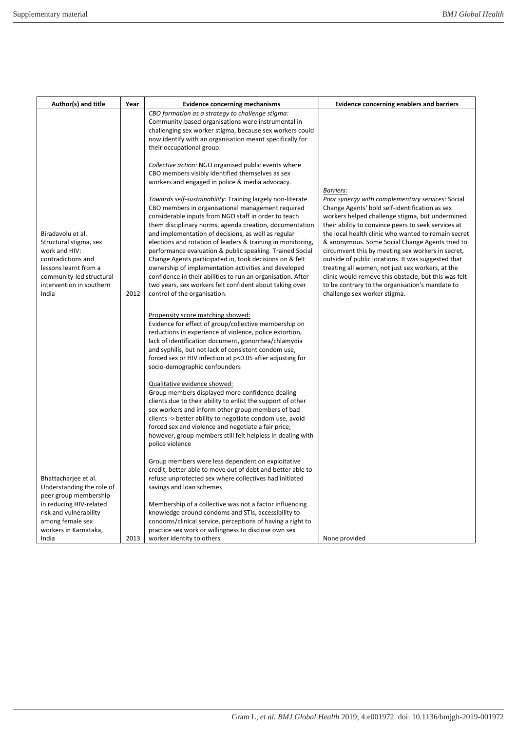| Author(s) and title | Year | Evidence concerning mechanisms | Evidence concerning enablers and barriers |
|---|---|---|---|
| Biradavolu et al. Structural stigma, sex work and HIV: contradictions and lessons learnt from a community-led structural intervention in southern India | 2012 | *CBO formation as a strategy to challenge stigma:* Community-based organisations were instrumental in challenging sex worker stigma, because sex workers could now identify with an organisation meant specifically for their occupational group.<br><br>*Collective action:* NGO organised public events where CBO members visibly identified themselves as sex workers and engaged in police & media advocacy.<br><br>*Towards self-sustainability:* Training largely non-literate CBO members in organisational management required considerable inputs from NGO staff in order to teach them disciplinary norms, agenda creation, documentation and implementation of decisions, as well as regular elections and rotation of leaders & training in monitoring, performance evaluation & public speaking. Trained Social Change Agents participated in, took decisions on & felt ownership of implementation activities and developed confidence in their abilities to run an organisation. After two years, sex workers felt confident about taking over control of the organisation. | *Barriers:*<br>*Poor synergy with complementary services:* Social Change Agents' bold self-identification as sex workers helped challenge stigma, but undermined their ability to convince peers to seek services at the local health clinic who wanted to remain secret & anonymous. Some Social Change Agents tried to circumvent this by meeting sex workers in secret, outside of public locations. It was suggested that treating all women, not just sex workers, at the clinic would remove this obstacle, but this was felt to be contrary to the organisation's mandate to challenge sex worker stigma. |
| Bhattacharjee et al. Understanding the role of peer group membership in reducing HIV-related risk and vulnerability among female sex workers in Karnataka, India | 2013 | Propensity score matching showed:<br>Evidence for effect of group/collective membership on reductions in experience of violence, police extortion, lack of identification document, gonorrhea/chlamydia and syphilis, but not lack of consistent condom use, forced sex or HIV infection at $p<0.05$ after adjusting for socio-demographic confounders<br><br>Qualitative evidence showed:<br>Group members displayed more confidence dealing clients due to their ability to enlist the support of other sex workers and inform other group members of bad clients -> better ability to negotiate condom use, avoid forced sex and violence and negotiate a fair price; however, group members still felt helpless in dealing with police violence<br><br>Group members were less dependent on exploitative credit, better able to move out of debt and better able to refuse unprotected sex where collectives had initiated savings and loan schemes<br><br>Membership of a collective was not a factor influencing knowledge around condoms and STIs, accessibility to condoms/clinical service, perceptions of having a right to practice sex work or willingness to disclose own sex worker identity to others | None provided |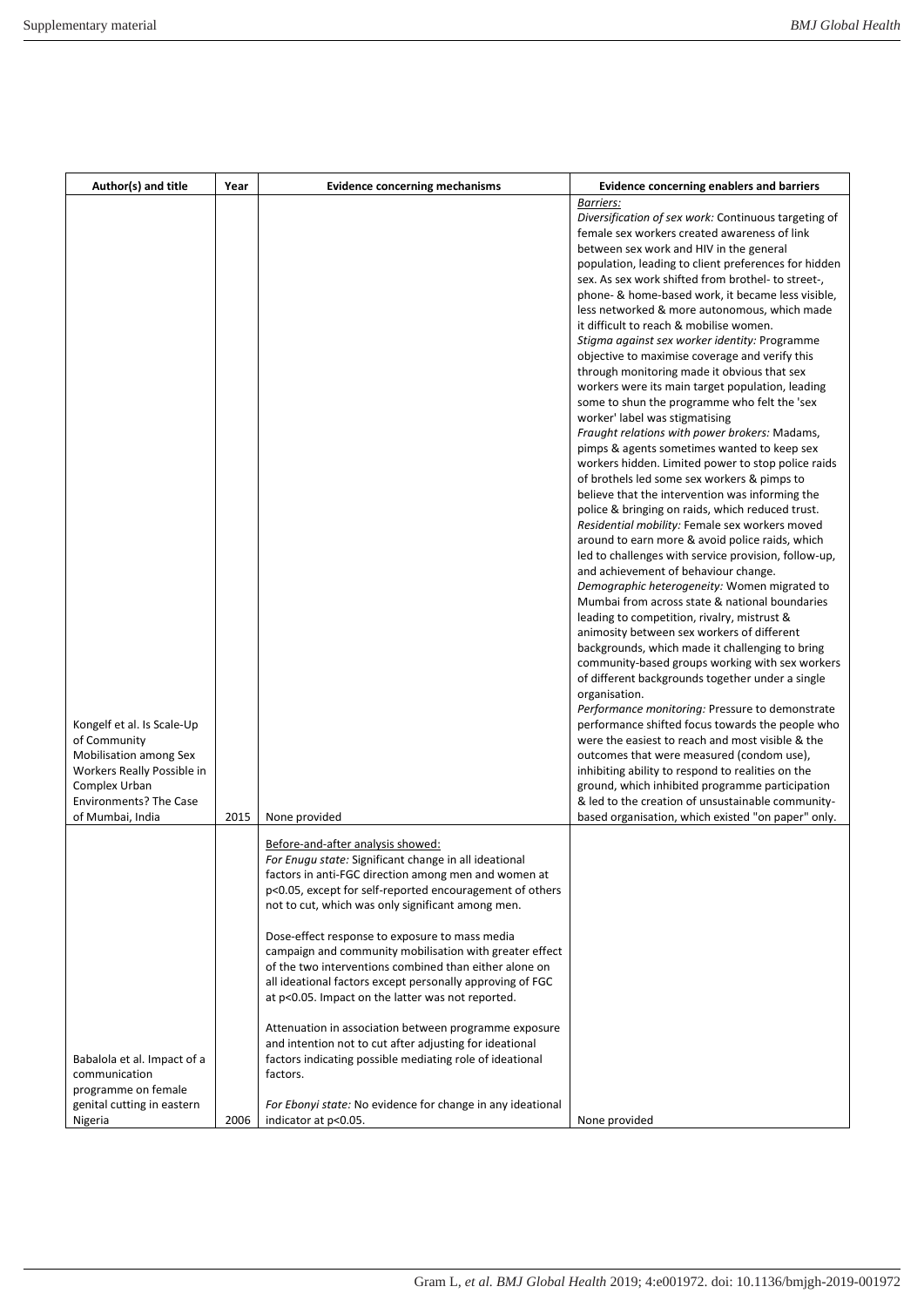| Author(s) and title | Year | Evidence concerning mechanisms | Evidence concerning enablers and barriers |
|---|---|---|---|
| Kongelf et al. Is Scale-Up of Community Mobilisation among Sex Workers Really Possible in Complex Urban Environments? The Case of Mumbai, India | 2015 | None provided | Barriers:<br>*Diversification of sex work:* Continuous targeting of female sex workers created awareness of link between sex work and HIV in the general population, leading to client preferences for hidden sex. As sex work shifted from brothel- to street-, phone- & home-based work, it became less visible, less networked & more autonomous, which made it difficult to reach & mobilise women.<br>*Stigma against sex worker identity:* Programme objective to maximise coverage and verify this through monitoring made it obvious that sex workers were its main target population, leading some to shun the programme who felt the 'sex worker' label was stigmatising<br>*Fraught relations with power brokers:* Madams, pimps & agents sometimes wanted to keep sex workers hidden. Limited power to stop police raids of brothels led some sex workers & pimps to believe that the intervention was informing the police & bringing on raids, which reduced trust.<br>*Residential mobility:* Female sex workers moved around to earn more & avoid police raids, which led to challenges with service provision, follow-up, and achievement of behaviour change.<br>*Demographic heterogeneity:* Women migrated to Mumbai from across state & national boundaries leading to competition, rivalry, mistrust & animosity between sex workers of different backgrounds, which made it challenging to bring community-based groups working with sex workers of different backgrounds together under a single organisation.<br>*Performance monitoring:* Pressure to demonstrate performance shifted focus towards the people who were the easiest to reach and most visible & the outcomes that were measured (condom use), inhibiting ability to respond to realities on the ground, which inhibited programme participation & led to the creation of unsustainable community-based organisation, which existed "on paper" only. |
| Babalola et al. Impact of a communication programme on female genital cutting in eastern Nigeria | 2006 | Before-and-after analysis showed:<br>*For Enugu state:* Significant change in all ideational factors in anti-FGC direction among men and women at p<0.05, except for self-reported encouragement of others not to cut, which was only significant among men.<br><br>Dose-effect response to exposure to mass media campaign and community mobilisation with greater effect of the two interventions combined than either alone on all ideational factors except personally approving of FGC at p<0.05. Impact on the latter was not reported.<br><br>Attenuation in association between programme exposure and intention not to cut after adjusting for ideational factors indicating possible mediating role of ideational factors.<br><br>*For Ebonyi state:* No evidence for change in any ideational indicator at p<0.05. | None provided |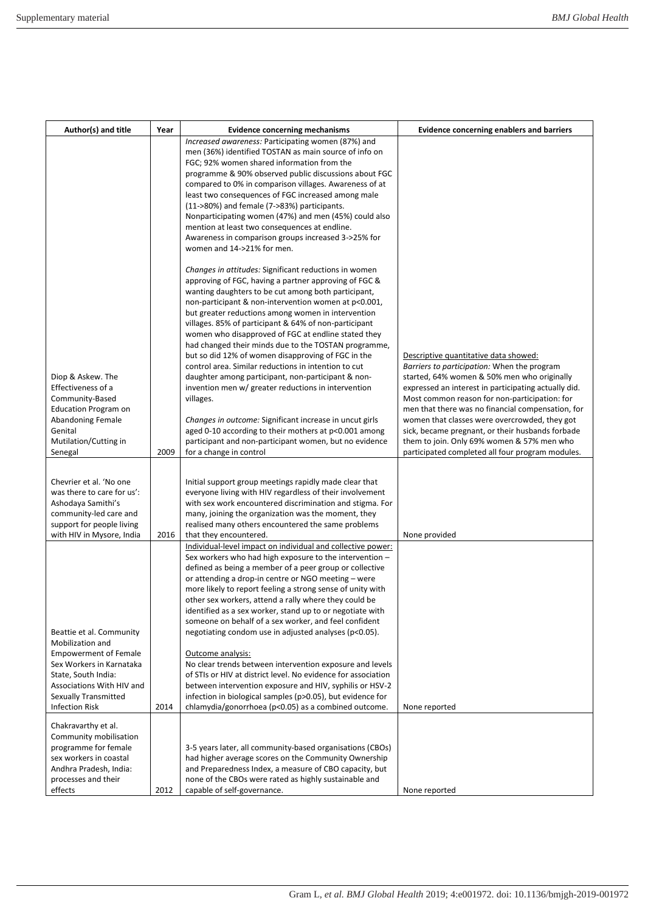| Author(s) and title | Year | Evidence concerning mechanisms | Evidence concerning enablers and barriers |
|---|---|---|---|
| Diop & Askew. The Effectiveness of a Community-Based Education Program on Abandoning Female Genital Mutilation/Cutting in Senegal | 2009 | *Increased awareness:* Participating women (87%) and men (36%) identified TOSTAN as main source of info on FGC; 92% women shared information from the programme & 90% observed public discussions about FGC compared to 0% in comparison villages. Awareness of at least two consequences of FGC increased among male (11->80%) and female (7->83%) participants. Nonparticipating women (47%) and men (45%) could also mention at least two consequences at endline. Awareness in comparison groups increased 3->25% for women and 14->21% for men.<br><br>*Changes in attitudes:* Significant reductions in women approving of FGC, having a partner approving of FGC & wanting daughters to be cut among both participant, non-participant & non-intervention women at p<0.001, but greater reductions among women in intervention villages. 85% of participant & 64% of non-participant women who disapproved of FGC at endline stated they had changed their minds due to the TOSTAN programme, but so did 12% of women disapproving of FGC in the control area. Similar reductions in intention to cut daughter among participant, non-participant & non-invention men w/ greater reductions in intervention villages.<br><br>*Changes in outcome:* Significant increase in uncut girls aged 0-10 according to their mothers at p<0.001 among participant and non-participant women, but no evidence for a change in control | Descriptive quantitative data showed:<br>*Barriers to participation:* When the program started, 64% women & 50% men who originally expressed an interest in participating actually did. Most common reason for non-participation: for men that there was no financial compensation, for women that classes were overcrowded, they got sick, became pregnant, or their husbands forbade them to join. Only 69% women & 57% men who participated completed all four program modules. |
| Chevrier et al. 'No one was there to care for us': Ashodaya Samithi's community-led care and support for people living with HIV in Mysore, India | 2016 | Initial support group meetings rapidly made clear that everyone living with HIV regardless of their involvement with sex work encountered discrimination and stigma. For many, joining the organization was the moment, they realised many others encountered the same problems that they encountered. | None provided |
| Beattie et al. Community Mobilization and Empowerment of Female Sex Workers in Karnataka State, South India: Associations With HIV and Sexually Transmitted Infection Risk | 2014 | <u>Individual-level impact on individual and collective power:</u> Sex workers who had high exposure to the intervention – defined as being a member of a peer group or collective or attending a drop-in centre or NGO meeting – were more likely to report feeling a strong sense of unity with other sex workers, attend a rally where they could be identified as a sex worker, stand up to or negotiate with someone on behalf of a sex worker, and feel confident negotiating condom use in adjusted analyses (p<0.05).<br><br><u>Outcome analysis:</u><br>No clear trends between intervention exposure and levels of STIs or HIV at district level. No evidence for association between intervention exposure and HIV, syphilis or HSV-2 infection in biological samples (p>0.05), but evidence for chlamydia/gonorrhoea (p<0.05) as a combined outcome. | None reported |
| Chakravarthy et al. Community mobilisation programme for female sex workers in coastal Andhra Pradesh, India: processes and their effects | 2012 | 3-5 years later, all community-based organisations (CBOs) had higher average scores on the Community Ownership and Preparedness Index, a measure of CBO capacity, but none of the CBOs were rated as highly sustainable and capable of self-governance. | None reported |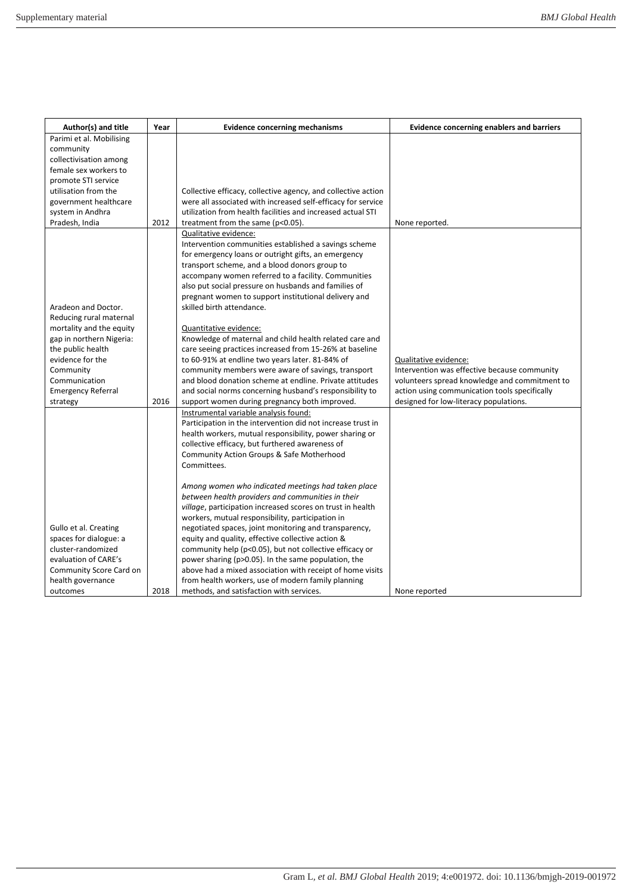| Author(s) and title | Year | Evidence concerning mechanisms | Evidence concerning enablers and barriers |
|---|---|---|---|
| Parimi et al. Mobilising community collectivisation among female sex workers to promote STI service utilisation from the government healthcare system in Andhra Pradesh, India | 2012 | Collective efficacy, collective agency, and collective action were all associated with increased self-efficacy for service utilization from health facilities and increased actual STI treatment from the same ($p<0.05$). | None reported. |
| Aradeon and Doctor. Reducing rural maternal mortality and the equity gap in northern Nigeria: the public health evidence for the Community Communication Emergency Referral strategy | 2016 | <u>Qualitative evidence:</u><br>Intervention communities established a savings scheme for emergency loans or outright gifts, an emergency transport scheme, and a blood donors group to accompany women referred to a facility. Communities also put social pressure on husbands and families of pregnant women to support institutional delivery and skilled birth attendance.<br><br><u>Quantitative evidence:</u><br>Knowledge of maternal and child health related care and care seeing practices increased from 15-26% at baseline to 60-91% at endline two years later. 81-84% of community members were aware of savings, transport and blood donation scheme at endline. Private attitudes and social norms concerning husband's responsibility to support women during pregnancy both improved. | <u>Qualitative evidence:</u><br>Intervention was effective because community volunteers spread knowledge and commitment to action using communication tools specifically designed for low-literacy populations. |
| Gullo et al. Creating spaces for dialogue: a cluster-randomized evaluation of CARE's Community Score Card on health governance outcomes | 2018 | <u>Instrumental variable analysis found:</u><br>Participation in the intervention did not increase trust in health workers, mutual responsibility, power sharing or collective efficacy, but furthered awareness of Community Action Groups & Safe Motherhood Committees.<br><br>*Among women who indicated meetings had taken place between health providers and communities in their village*, participation increased scores on trust in health workers, mutual responsibility, participation in negotiated spaces, joint monitoring and transparency, equity and quality, effective collective action & community help ($p<0.05$), but not collective efficacy or power sharing ($p>0.05$). In the same population, the above had a mixed association with receipt of home visits from health workers, use of modern family planning methods, and satisfaction with services. | None reported |